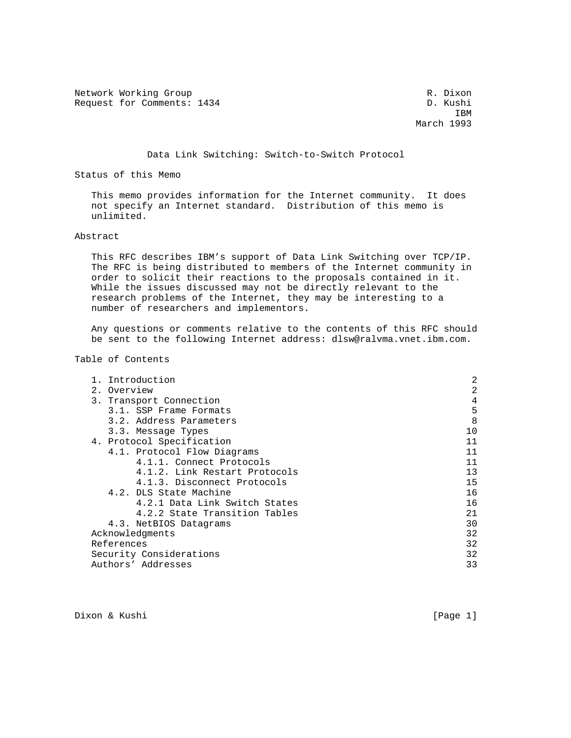Network Working Group R. Dixon
Request for Comments: 1434 D. Kushi
IBM
March 1993

# Data Link Switching: Switch-to-Switch Protocol

## Status of this Memo

This memo provides information for the Internet community. It does not specify an Internet standard. Distribution of this memo is unlimited.

## Abstract

This RFC describes IBM's support of Data Link Switching over TCP/IP. The RFC is being distributed to members of the Internet community in order to solicit their reactions to the proposals contained in it. While the issues discussed may not be directly relevant to the research problems of the Internet, they may be interesting to a number of researchers and implementors.

Any questions or comments relative to the contents of this RFC should be sent to the following Internet address: dlsw@ralvma.vnet.ibm.com.

## Table of Contents

| Section | Page |
|---|---|
| 1. Introduction | 2 |
| 2. Overview | 2 |
| 3. Transport Connection | 4 |
| 3.1. SSP Frame Formats | 5 |
| 3.2. Address Parameters | 8 |
| 3.3. Message Types | 10 |
| 4. Protocol Specification | 11 |
| 4.1. Protocol Flow Diagrams | 11 |
| 4.1.1. Connect Protocols | 11 |
| 4.1.2. Link Restart Protocols | 13 |
| 4.1.3. Disconnect Protocols | 15 |
| 4.2. DLS State Machine | 16 |
| 4.2.1 Data Link Switch States | 16 |
| 4.2.2 State Transition Tables | 21 |
| 4.3. NetBIOS Datagrams | 30 |
| Acknowledgments | 32 |
| References | 32 |
| Security Considerations | 32 |
| Authors' Addresses | 33 |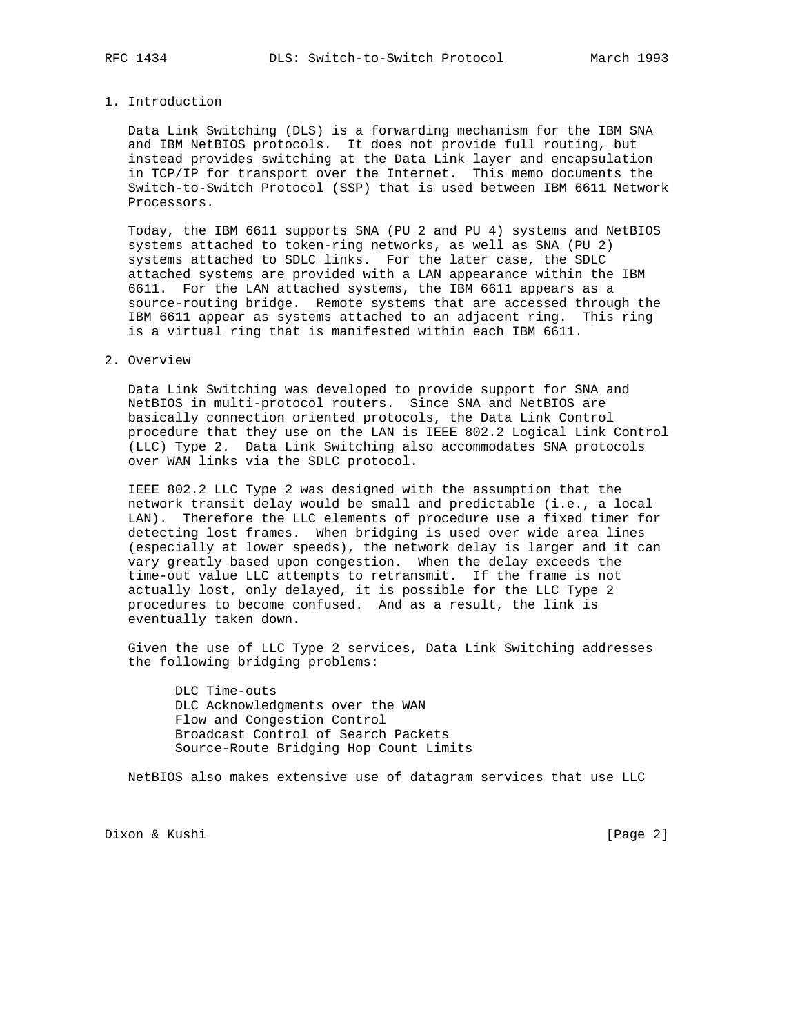## 1. Introduction

Data Link Switching (DLS) is a forwarding mechanism for the IBM SNA and IBM NetBIOS protocols. It does not provide full routing, but instead provides switching at the Data Link layer and encapsulation in TCP/IP for transport over the Internet. This memo documents the Switch-to-Switch Protocol (SSP) that is used between IBM 6611 Network Processors.

Today, the IBM 6611 supports SNA (PU 2 and PU 4) systems and NetBIOS systems attached to token-ring networks, as well as SNA (PU 2) systems attached to SDLC links. For the later case, the SDLC attached systems are provided with a LAN appearance within the IBM 6611. For the LAN attached systems, the IBM 6611 appears as a source-routing bridge. Remote systems that are accessed through the IBM 6611 appear as systems attached to an adjacent ring. This ring is a virtual ring that is manifested within each IBM 6611.

## 2. Overview

Data Link Switching was developed to provide support for SNA and NetBIOS in multi-protocol routers. Since SNA and NetBIOS are basically connection oriented protocols, the Data Link Control procedure that they use on the LAN is IEEE 802.2 Logical Link Control (LLC) Type 2. Data Link Switching also accommodates SNA protocols over WAN links via the SDLC protocol.

IEEE 802.2 LLC Type 2 was designed with the assumption that the network transit delay would be small and predictable (i.e., a local LAN). Therefore the LLC elements of procedure use a fixed timer for detecting lost frames. When bridging is used over wide area lines (especially at lower speeds), the network delay is larger and it can vary greatly based upon congestion. When the delay exceeds the time-out value LLC attempts to retransmit. If the frame is not actually lost, only delayed, it is possible for the LLC Type 2 procedures to become confused. And as a result, the link is eventually taken down.

Given the use of LLC Type 2 services, Data Link Switching addresses the following bridging problems:

- DLC Time-outs
- DLC Acknowledgments over the WAN
- Flow and Congestion Control
- Broadcast Control of Search Packets
- Source-Route Bridging Hop Count Limits

NetBIOS also makes extensive use of datagram services that use LLC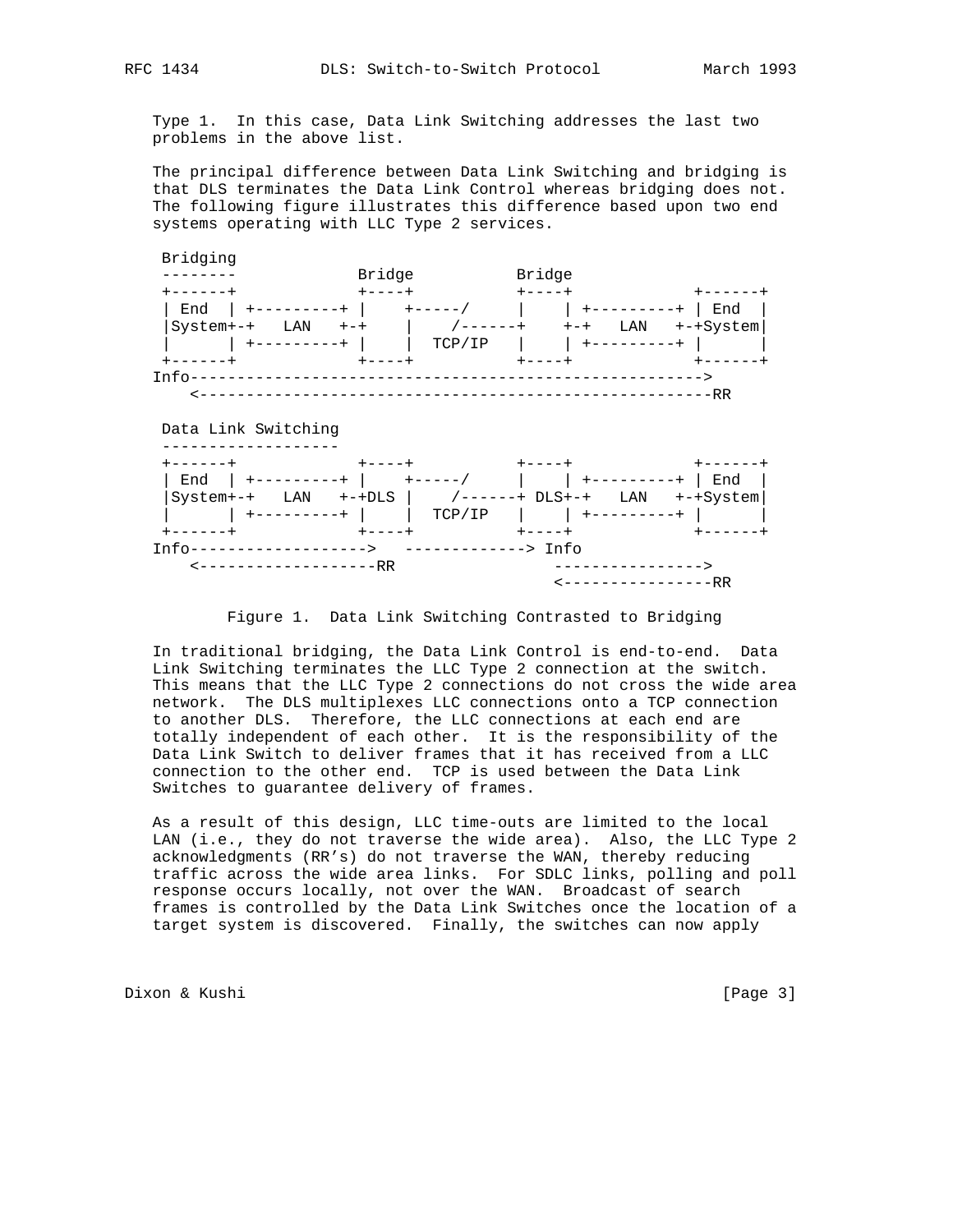Type 1. In this case, Data Link Switching addresses the last two problems in the above list.

The principal difference between Data Link Switching and bridging is that DLS terminates the Data Link Control whereas bridging does not. The following figure illustrates this difference based upon two end systems operating with LLC Type 2 services.

```
 Bridging
 --------             Bridge           Bridge
 +------+             +----+           +----+             +------+
 | End  | +---------+ |    +-----/     |    | +---------+ | End  |
 |System+-+   LAN   +-+    |    /------+    +-+   LAN   +-+System|
 |      | +---------+ |    |  TCP/IP   |    | +---------+ |      |
 +------+             +----+           +----+             +------+
Info------------------------------------------------------->
    <-------------------------------------------------------RR

 Data Link Switching
 -------------------
 +------+             +----+           +----+             +------+
 | End  | +---------+ |    +-----/     |    | +---------+ | End  |
 |System+-+   LAN   +-+DLS |    /------+ DLS+-+   LAN   +-+System|
 |      | +---------+ |    |  TCP/IP   |    | +---------+ |      |
 +------+             +----+           +----+             +------+
Info------------------->   -------------> Info
    <-------------------RR                ---------------->
                                          <----------------RR
```

Figure 1. Data Link Switching Contrasted to Bridging

In traditional bridging, the Data Link Control is end-to-end. Data Link Switching terminates the LLC Type 2 connection at the switch. This means that the LLC Type 2 connections do not cross the wide area network. The DLS multiplexes LLC connections onto a TCP connection to another DLS. Therefore, the LLC connections at each end are totally independent of each other. It is the responsibility of the Data Link Switch to deliver frames that it has received from a LLC connection to the other end. TCP is used between the Data Link Switches to guarantee delivery of frames.

As a result of this design, LLC time-outs are limited to the local LAN (i.e., they do not traverse the wide area). Also, the LLC Type 2 acknowledgments (RR's) do not traverse the WAN, thereby reducing traffic across the wide area links. For SDLC links, polling and poll response occurs locally, not over the WAN. Broadcast of search frames is controlled by the Data Link Switches once the location of a target system is discovered. Finally, the switches can now apply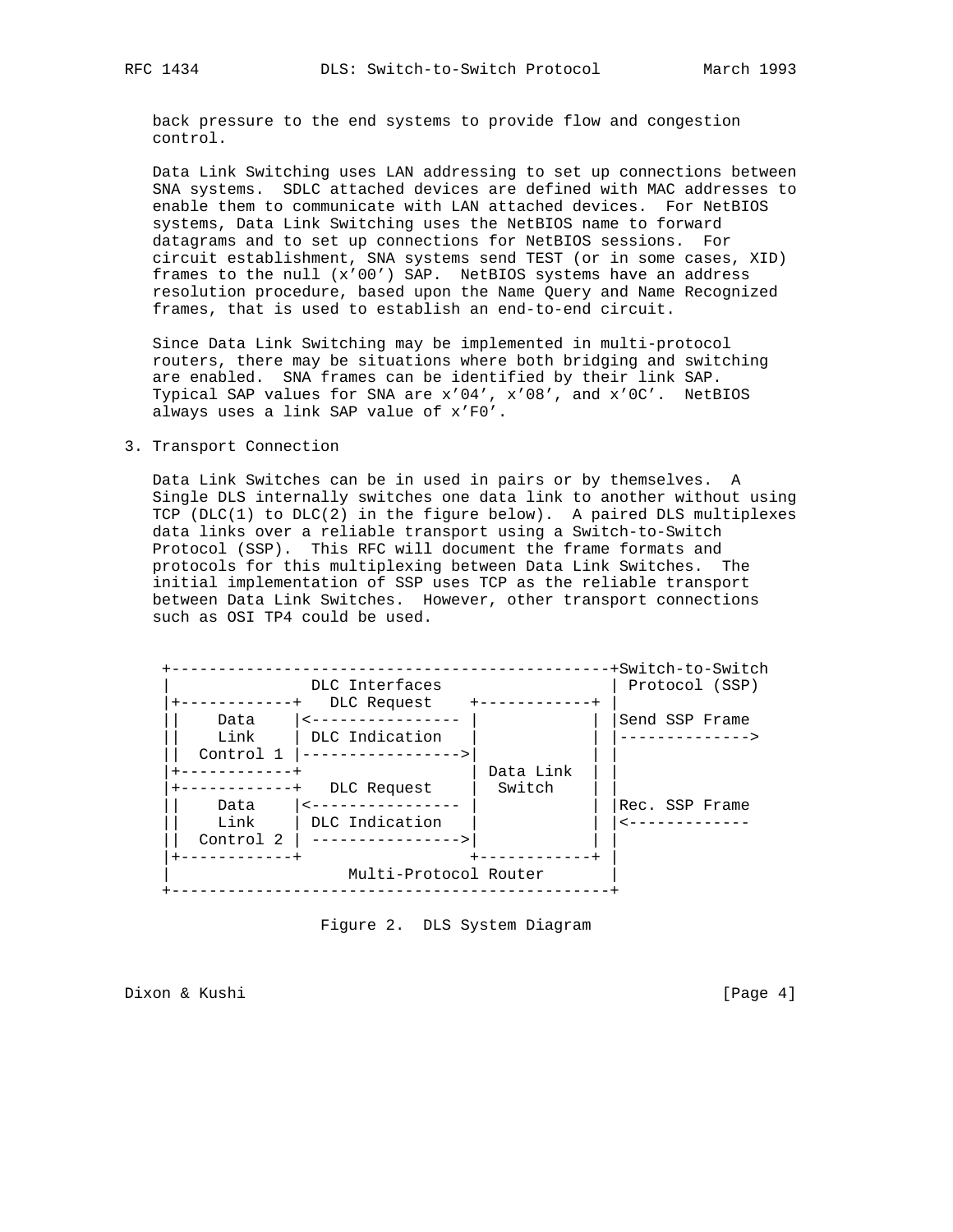back pressure to the end systems to provide flow and congestion control.

Data Link Switching uses LAN addressing to set up connections between SNA systems. SDLC attached devices are defined with MAC addresses to enable them to communicate with LAN attached devices. For NetBIOS systems, Data Link Switching uses the NetBIOS name to forward datagrams and to set up connections for NetBIOS sessions. For circuit establishment, SNA systems send TEST (or in some cases, XID) frames to the null (x'00') SAP. NetBIOS systems have an address resolution procedure, based upon the Name Query and Name Recognized frames, that is used to establish an end-to-end circuit.

Since Data Link Switching may be implemented in multi-protocol routers, there may be situations where both bridging and switching are enabled. SNA frames can be identified by their link SAP. Typical SAP values for SNA are x'04', x'08', and x'0C'. NetBIOS always uses a link SAP value of x'F0'.

## 3. Transport Connection

Data Link Switches can be in used in pairs or by themselves. A Single DLS internally switches one data link to another without using TCP (DLC(1) to DLC(2) in the figure below). A paired DLS multiplexes data links over a reliable transport using a Switch-to-Switch Protocol (SSP). This RFC will document the frame formats and protocols for this multiplexing between Data Link Switches. The initial implementation of SSP uses TCP as the reliable transport between Data Link Switches. However, other transport connections such as OSI TP4 could be used.

```
+-----------------------------------------------+Switch-to-Switch
|              DLC Interfaces                  | Protocol (SSP)
|+------------+   DLC Request    +------------+ |
||    Data    |<---------------- |            | |Send SSP Frame
||    Link    | DLC Indication   |            | |-------------->
||  Control 1 |----------------->|            | |
|+------------+                  | Data Link  | |
|+------------+   DLC Request    |  Switch    | |
||    Data    |<---------------- |            | |Rec. SSP Frame
||    Link    | DLC Indication   |            | |<-------------
||  Control 2 | ---------------->|            | |
|+------------+                  +------------+ |
|                  Multi-Protocol Router        |
+-----------------------------------------------+
```

Figure 2. DLS System Diagram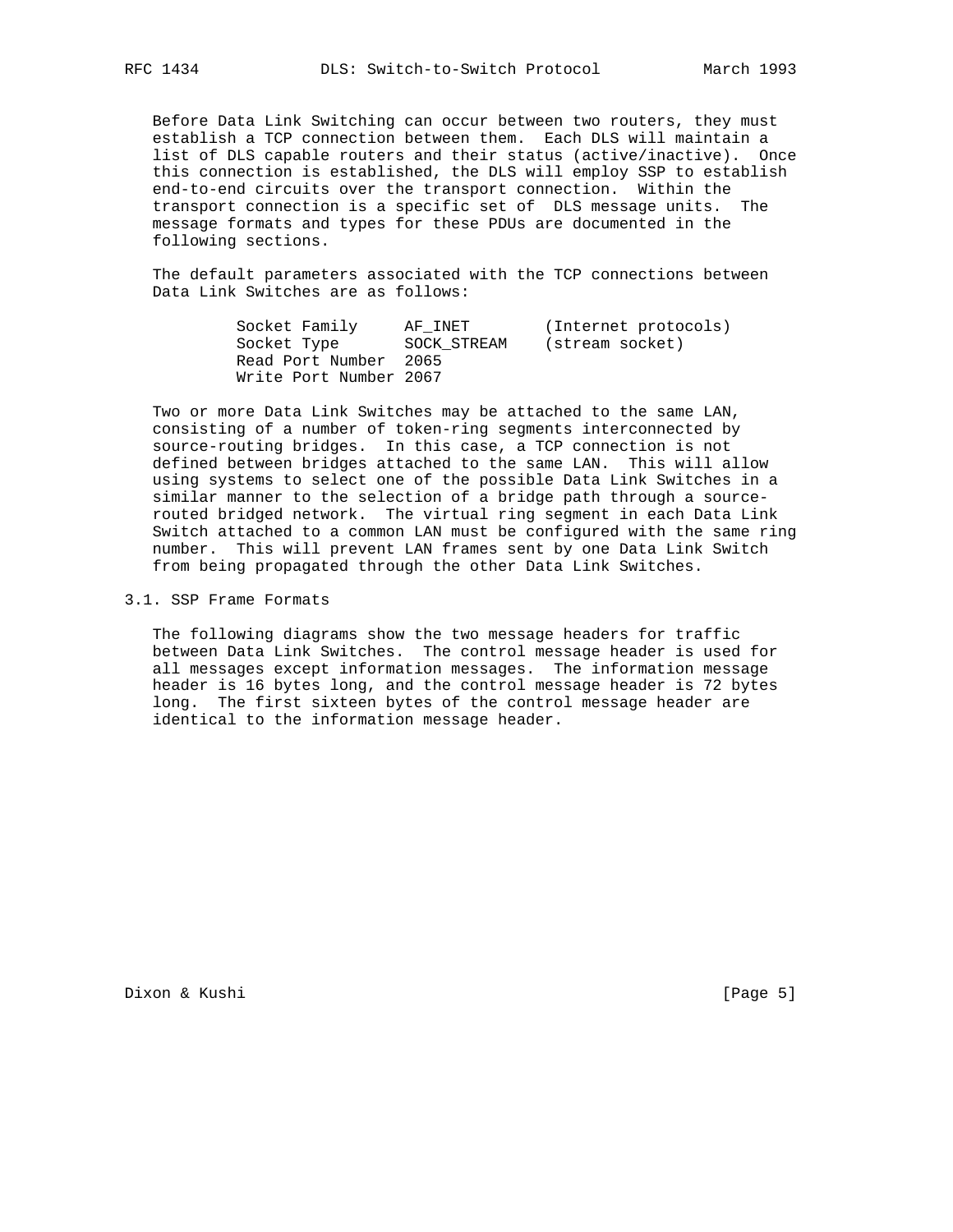Before Data Link Switching can occur between two routers, they must establish a TCP connection between them. Each DLS will maintain a list of DLS capable routers and their status (active/inactive). Once this connection is established, the DLS will employ SSP to establish end-to-end circuits over the transport connection. Within the transport connection is a specific set of DLS message units. The message formats and types for these PDUs are documented in the following sections.

The default parameters associated with the TCP connections between Data Link Switches are as follows:

```
Socket Family     AF_INET        (Internet protocols)
Socket Type       SOCK_STREAM    (stream socket)
Read Port Number  2065
Write Port Number 2067
```

Two or more Data Link Switches may be attached to the same LAN, consisting of a number of token-ring segments interconnected by source-routing bridges. In this case, a TCP connection is not defined between bridges attached to the same LAN. This will allow using systems to select one of the possible Data Link Switches in a similar manner to the selection of a bridge path through a source-routed bridged network. The virtual ring segment in each Data Link Switch attached to a common LAN must be configured with the same ring number. This will prevent LAN frames sent by one Data Link Switch from being propagated through the other Data Link Switches.

## 3.1. SSP Frame Formats

The following diagrams show the two message headers for traffic between Data Link Switches. The control message header is used for all messages except information messages. The information message header is 16 bytes long, and the control message header is 72 bytes long. The first sixteen bytes of the control message header are identical to the information message header.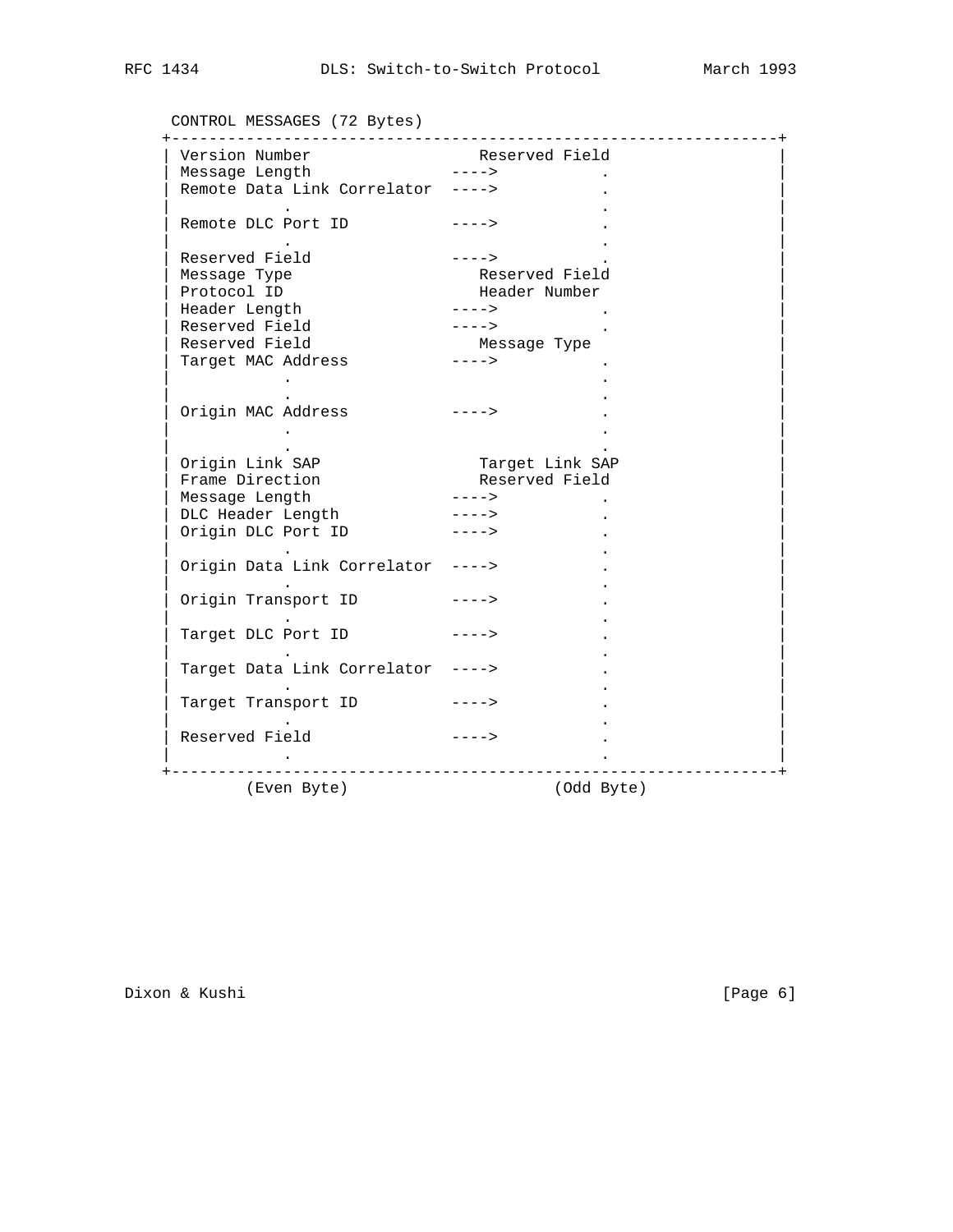```
 CONTROL MESSAGES (72 Bytes)
+----------------------------------------------------------------+
| Version Number                Reserved Field                    |
| Message Length             ---->          .                     |
| Remote Data Link Correlator  ---->        .                     |
|           .                              .                     |
| Remote DLC Port ID          ---->          .                     |
|           .                              .                     |
| Reserved Field              ---->          .                     |
| Message Type                  Reserved Field                    |
| Protocol ID                   Header Number                     |
| Header Length               ---->          .                     |
| Reserved Field              ---->          .                     |
| Reserved Field                Message Type                      |
| Target MAC Address          ---->          .                     |
|           .                              .                     |
|           .                              .                     |
| Origin MAC Address          ---->          .                     |
|           .                              .                     |
|           .                              .                     |
| Origin Link SAP               Target Link SAP                   |
| Frame Direction               Reserved Field                    |
| Message Length              ---->          .                     |
| DLC Header Length           ---->          .                     |
| Origin DLC Port ID          ---->          .                     |
|           .                              .                     |
| Origin Data Link Correlator  ---->        .                     |
|           .                              .                     |
| Origin Transport ID         ---->          .                     |
|           .                              .                     |
| Target DLC Port ID          ---->          .                     |
|           .                              .                     |
| Target Data Link Correlator  ---->        .                     |
|           .                              .                     |
| Target Transport ID         ---->          .                     |
|           .                              .                     |
| Reserved Field              ---->          .                     |
|           .                              .                     |
+----------------------------------------------------------------+
        (Even Byte)                        (Odd Byte)
```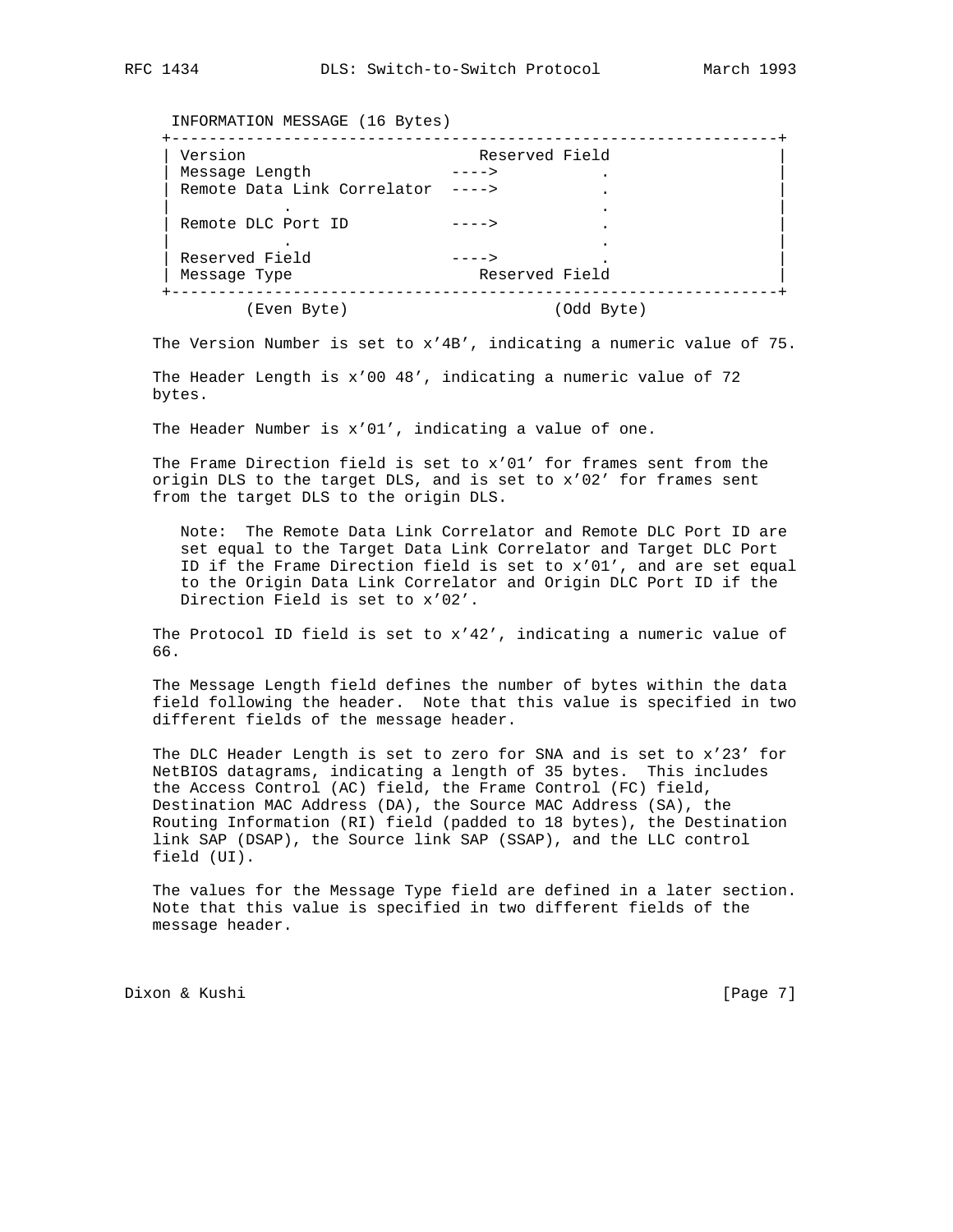```
 INFORMATION MESSAGE (16 Bytes)
+---------------------------------------------------------------+
| Version                          Reserved Field               |
| Message Length               ---->           .                |
| Remote Data Link Correlator  ---->           .                |
|         .                                    .                |
| Remote DLC Port ID           ---->           .                |
|         .                                    .                |
| Reserved Field               ---->           .                |
| Message Type                     Reserved Field               |
+---------------------------------------------------------------+
        (Even Byte)                       (Odd Byte)
```

The Version Number is set to x'4B', indicating a numeric value of 75.

The Header Length is x'00 48', indicating a numeric value of 72 bytes.

The Header Number is x'01', indicating a value of one.

The Frame Direction field is set to x'01' for frames sent from the origin DLS to the target DLS, and is set to x'02' for frames sent from the target DLS to the origin DLS.

> Note: The Remote Data Link Correlator and Remote DLC Port ID are set equal to the Target Data Link Correlator and Target DLC Port ID if the Frame Direction field is set to x'01', and are set equal to the Origin Data Link Correlator and Origin DLC Port ID if the Direction Field is set to x'02'.

The Protocol ID field is set to x'42', indicating a numeric value of 66.

The Message Length field defines the number of bytes within the data field following the header. Note that this value is specified in two different fields of the message header.

The DLC Header Length is set to zero for SNA and is set to x'23' for NetBIOS datagrams, indicating a length of 35 bytes. This includes the Access Control (AC) field, the Frame Control (FC) field, Destination MAC Address (DA), the Source MAC Address (SA), the Routing Information (RI) field (padded to 18 bytes), the Destination link SAP (DSAP), the Source link SAP (SSAP), and the LLC control field (UI).

The values for the Message Type field are defined in a later section. Note that this value is specified in two different fields of the message header.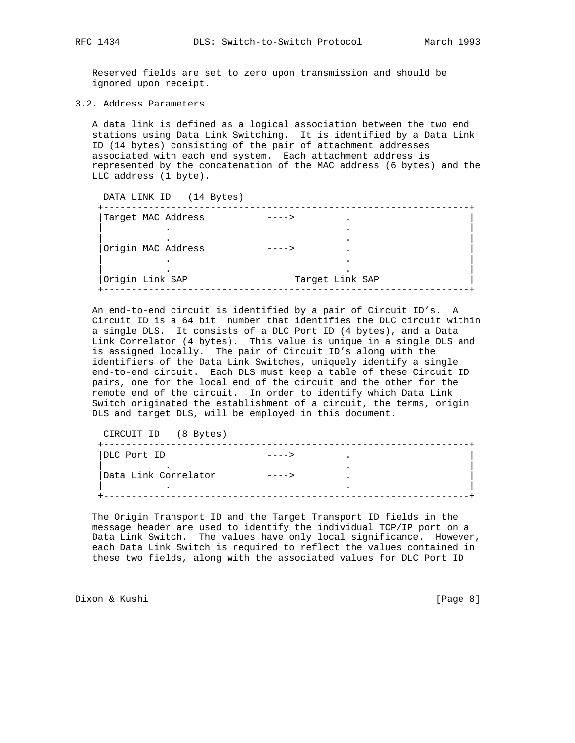Reserved fields are set to zero upon transmission and should be ignored upon receipt.

### 3.2. Address Parameters

A data link is defined as a logical association between the two end stations using Data Link Switching. It is identified by a Data Link ID (14 bytes) consisting of the pair of attachment addresses associated with each end system. Each attachment address is represented by the concatenation of the MAC address (6 bytes) and the LLC address (1 byte).

```
  DATA LINK ID   (14 Bytes)
 +-----------------------------------------------------------------+
 |Target MAC Address           ---->         .                     |
 |           .                               .                     |
 |           .                               .                     |
 |Origin MAC Address           ---->         .                     |
 |           .                               .                     |
 |           .                               .                     |
 |Origin Link SAP                  Target Link SAP                 |
 +-----------------------------------------------------------------+
```

An end-to-end circuit is identified by a pair of Circuit ID's. A Circuit ID is a 64 bit number that identifies the DLC circuit within a single DLS. It consists of a DLC Port ID (4 bytes), and a Data Link Correlator (4 bytes). This value is unique in a single DLS and is assigned locally. The pair of Circuit ID's along with the identifiers of the Data Link Switches, uniquely identify a single end-to-end circuit. Each DLS must keep a table of these Circuit ID pairs, one for the local end of the circuit and the other for the remote end of the circuit. In order to identify which Data Link Switch originated the establishment of a circuit, the terms, origin DLS and target DLS, will be employed in this document.

```
  CIRCUIT ID   (8 Bytes)
 +-----------------------------------------------------------------+
 |DLC Port ID                  ---->         .                     |
 |           .                               .                     |
 |Data Link Correlator         ---->         .                     |
 |           .                               .                     |
 +-----------------------------------------------------------------+
```

The Origin Transport ID and the Target Transport ID fields in the message header are used to identify the individual TCP/IP port on a Data Link Switch. The values have only local significance. However, each Data Link Switch is required to reflect the values contained in these two fields, along with the associated values for DLC Port ID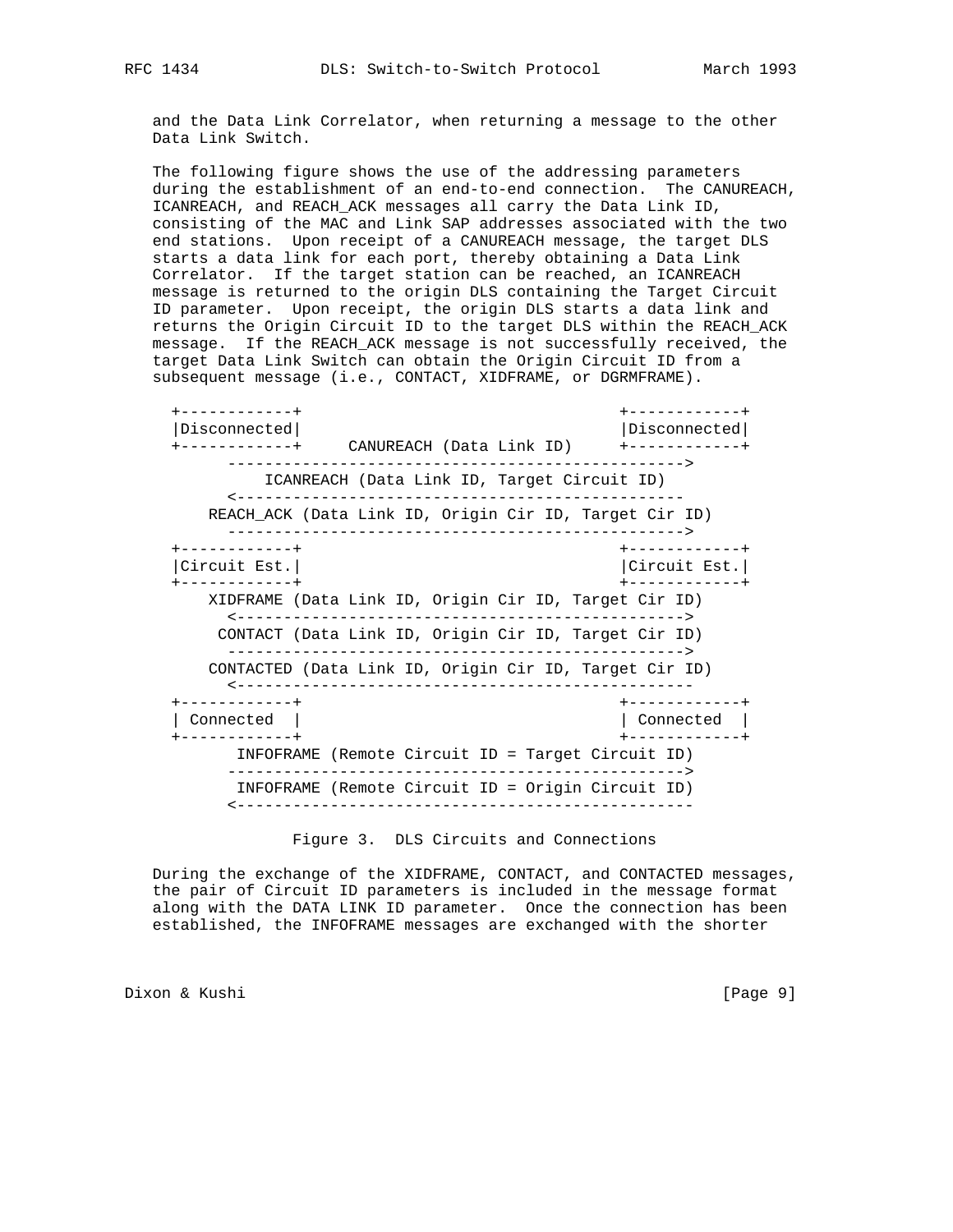and the Data Link Correlator, when returning a message to the other Data Link Switch.

The following figure shows the use of the addressing parameters during the establishment of an end-to-end connection. The CANUREACH, ICANREACH, and REACH_ACK messages all carry the Data Link ID, consisting of the MAC and Link SAP addresses associated with the two end stations. Upon receipt of a CANUREACH message, the target DLS starts a data link for each port, thereby obtaining a Data Link Correlator. If the target station can be reached, an ICANREACH message is returned to the origin DLS containing the Target Circuit ID parameter. Upon receipt, the origin DLS starts a data link and returns the Origin Circuit ID to the target DLS within the REACH_ACK message. If the REACH_ACK message is not successfully received, the target Data Link Switch can obtain the Origin Circuit ID from a subsequent message (i.e., CONTACT, XIDFRAME, or DGRMFRAME).

```
  +------------+                                  +------------+
  |Disconnected|                                  |Disconnected|
  +------------+     CANUREACH (Data Link ID)     +------------+
        ------------------------------------------------->
             ICANREACH (Data Link ID, Target Circuit ID)
        <-------------------------------------------------
      REACH_ACK (Data Link ID, Origin Cir ID, Target Cir ID)
        ------------------------------------------------->
  +------------+                                  +------------+
  |Circuit Est.|                                  |Circuit Est.|
  +------------+                                  +------------+
      XIDFRAME (Data Link ID, Origin Cir ID, Target Cir ID)
        <------------------------------------------------>
       CONTACT (Data Link ID, Origin Cir ID, Target Cir ID)
        ------------------------------------------------->
      CONTACTED (Data Link ID, Origin Cir ID, Target Cir ID)
        <-------------------------------------------------
  +------------+                                  +------------+
  | Connected  |                                  | Connected  |
  +------------+                                  +------------+
         INFOFRAME (Remote Circuit ID = Target Circuit ID)
        ------------------------------------------------->
         INFOFRAME (Remote Circuit ID = Origin Circuit ID)
        <-------------------------------------------------
```

Figure 3. DLS Circuits and Connections

During the exchange of the XIDFRAME, CONTACT, and CONTACTED messages, the pair of Circuit ID parameters is included in the message format along with the DATA LINK ID parameter. Once the connection has been established, the INFOFRAME messages are exchanged with the shorter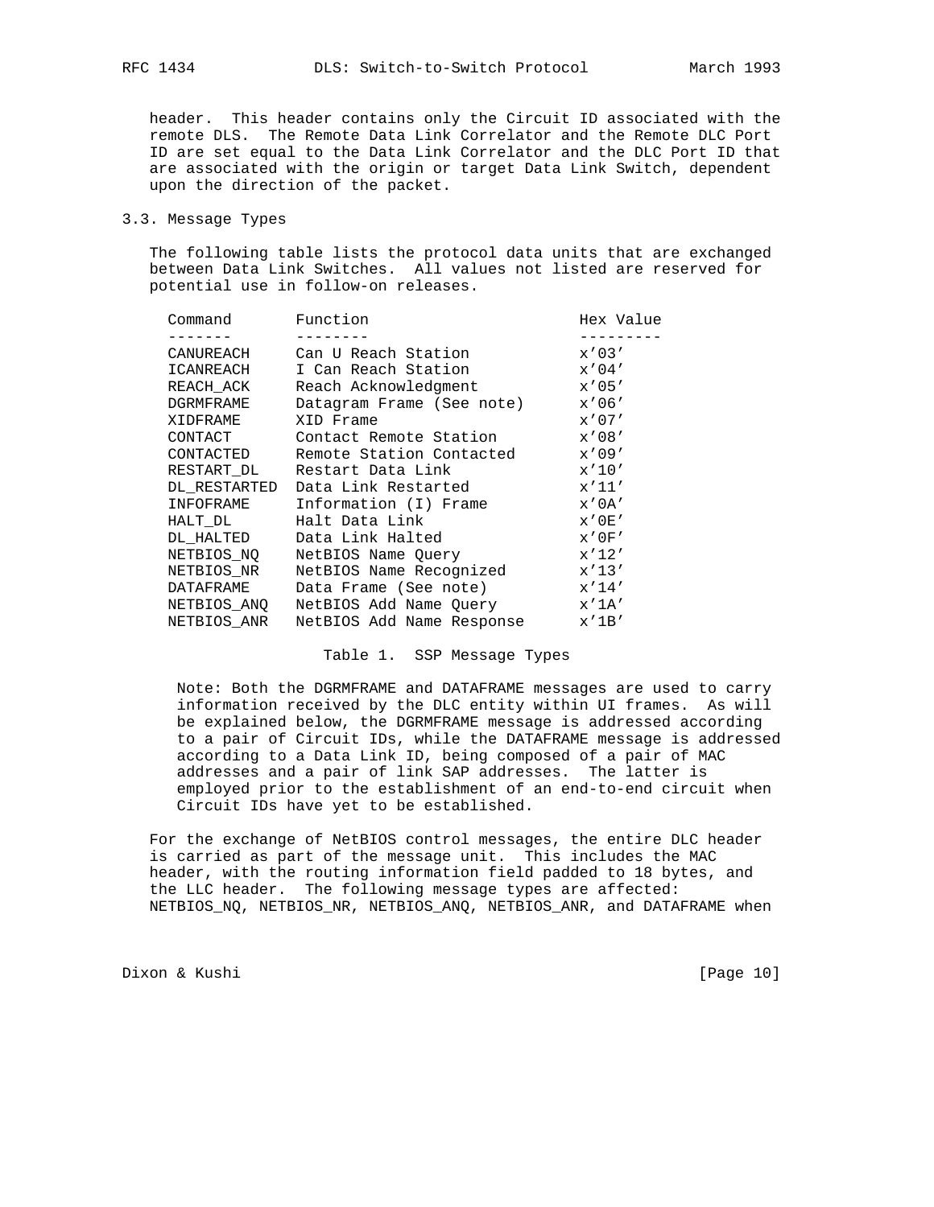header. This header contains only the Circuit ID associated with the remote DLS. The Remote Data Link Correlator and the Remote DLC Port ID are set equal to the Data Link Correlator and the DLC Port ID that are associated with the origin or target Data Link Switch, dependent upon the direction of the packet.

## 3.3. Message Types

The following table lists the protocol data units that are exchanged between Data Link Switches. All values not listed are reserved for potential use in follow-on releases.

| Command | Function | Hex Value |
|---|---|---|
| CANUREACH | Can U Reach Station | x'03' |
| ICANREACH | I Can Reach Station | x'04' |
| REACH_ACK | Reach Acknowledgment | x'05' |
| DGRMFRAME | Datagram Frame (See note) | x'06' |
| XIDFRAME | XID Frame | x'07' |
| CONTACT | Contact Remote Station | x'08' |
| CONTACTED | Remote Station Contacted | x'09' |
| RESTART_DL | Restart Data Link | x'10' |
| DL_RESTARTED | Data Link Restarted | x'11' |
| INFOFRAME | Information (I) Frame | x'0A' |
| HALT_DL | Halt Data Link | x'0E' |
| DL_HALTED | Data Link Halted | x'0F' |
| NETBIOS_NQ | NetBIOS Name Query | x'12' |
| NETBIOS_NR | NetBIOS Name Recognized | x'13' |
| DATAFRAME | Data Frame (See note) | x'14' |
| NETBIOS_ANQ | NetBIOS Add Name Query | x'1A' |
| NETBIOS_ANR | NetBIOS Add Name Response | x'1B' |

Table 1. SSP Message Types

Note: Both the DGRMFRAME and DATAFRAME messages are used to carry information received by the DLC entity within UI frames. As will be explained below, the DGRMFRAME message is addressed according to a pair of Circuit IDs, while the DATAFRAME message is addressed according to a Data Link ID, being composed of a pair of MAC addresses and a pair of link SAP addresses. The latter is employed prior to the establishment of an end-to-end circuit when Circuit IDs have yet to be established.

For the exchange of NetBIOS control messages, the entire DLC header is carried as part of the message unit. This includes the MAC header, with the routing information field padded to 18 bytes, and the LLC header. The following message types are affected: NETBIOS_NQ, NETBIOS_NR, NETBIOS_ANQ, NETBIOS_ANR, and DATAFRAME when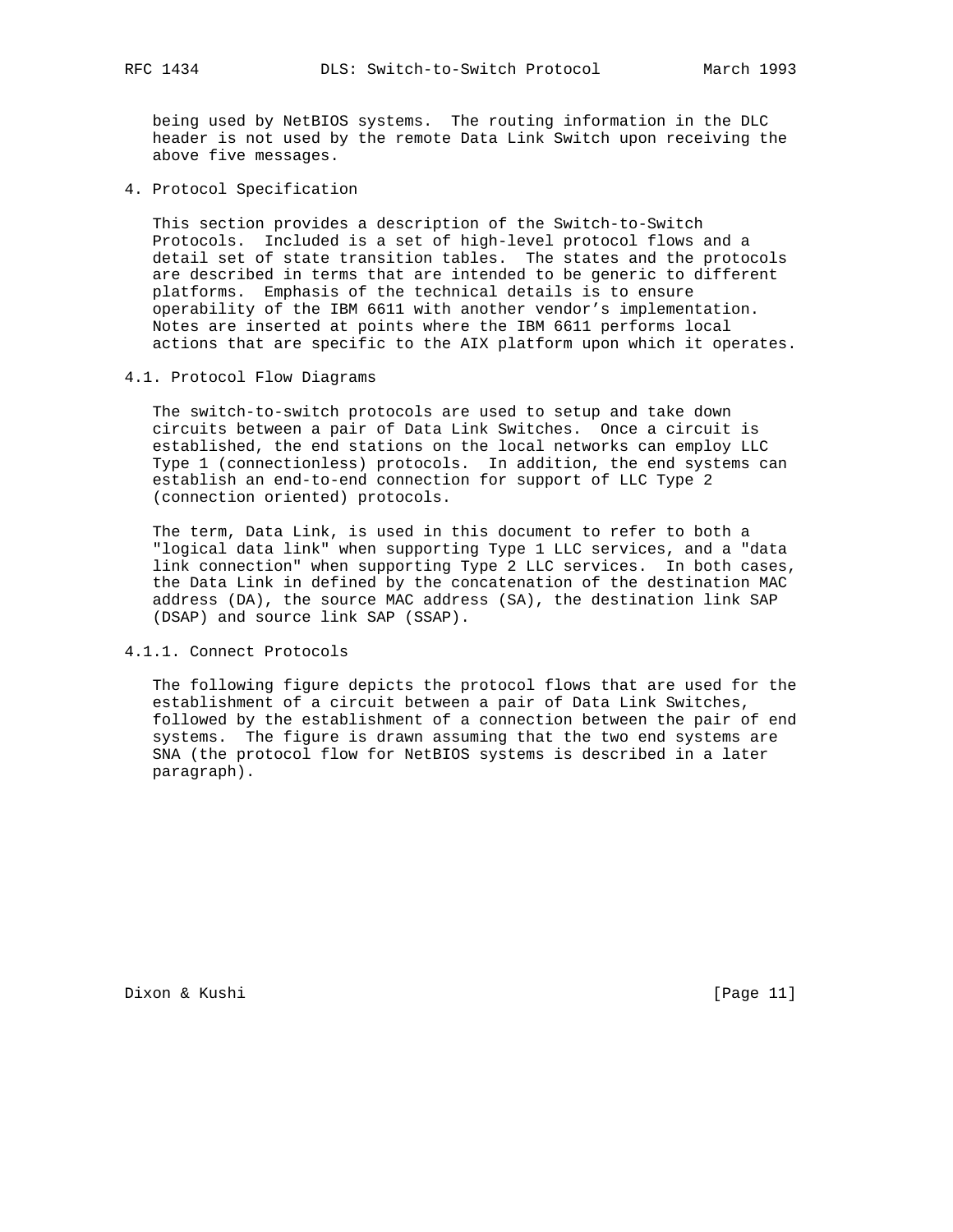being used by NetBIOS systems. The routing information in the DLC header is not used by the remote Data Link Switch upon receiving the above five messages.

# 4. Protocol Specification

This section provides a description of the Switch-to-Switch Protocols. Included is a set of high-level protocol flows and a detail set of state transition tables. The states and the protocols are described in terms that are intended to be generic to different platforms. Emphasis of the technical details is to ensure operability of the IBM 6611 with another vendor's implementation. Notes are inserted at points where the IBM 6611 performs local actions that are specific to the AIX platform upon which it operates.

## 4.1. Protocol Flow Diagrams

The switch-to-switch protocols are used to setup and take down circuits between a pair of Data Link Switches. Once a circuit is established, the end stations on the local networks can employ LLC Type 1 (connectionless) protocols. In addition, the end systems can establish an end-to-end connection for support of LLC Type 2 (connection oriented) protocols.

The term, Data Link, is used in this document to refer to both a "logical data link" when supporting Type 1 LLC services, and a "data link connection" when supporting Type 2 LLC services. In both cases, the Data Link in defined by the concatenation of the destination MAC address (DA), the source MAC address (SA), the destination link SAP (DSAP) and source link SAP (SSAP).

### 4.1.1. Connect Protocols

The following figure depicts the protocol flows that are used for the establishment of a circuit between a pair of Data Link Switches, followed by the establishment of a connection between the pair of end systems. The figure is drawn assuming that the two end systems are SNA (the protocol flow for NetBIOS systems is described in a later paragraph).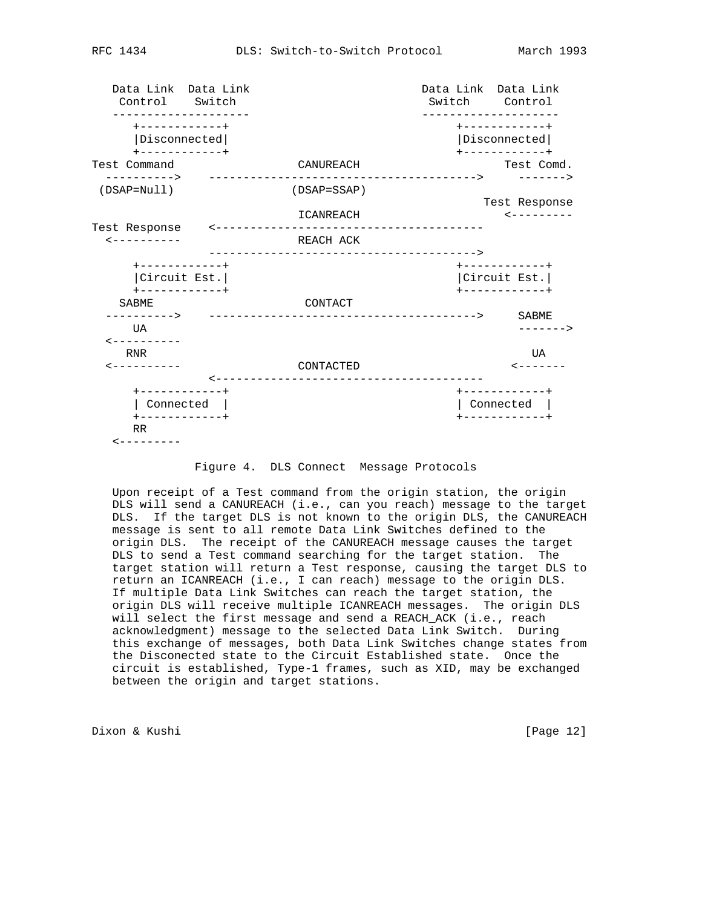```
   Data Link  Data Link                            Data Link  Data Link
    Control    Switch                               Switch     Control
   --------------------                            --------------------
      +------------+                                  +------------+
      |Disconnected|                                  |Disconnected|
      +------------+                                  +------------+
Test Command                CANUREACH                         Test Comd.
  ---------->   -------------------------------------->     ------->
 (DSAP=Null)               (DSAP=SSAP)
                                                         Test Response
                            ICANREACH                         <---------
Test Response    <--------------------------------------
  <----------               REACH ACK
                 -------------------------------------->
      +------------+                                  +------------+
      |Circuit Est.|                                  |Circuit Est.|
      +------------+                                  +------------+
    SABME                     CONTACT
  ---------->   -------------------------------------->     SABME
      UA                                                    ------->
  <----------
     RNR                                                       UA
  <----------               CONTACTED                       <-------
                 <--------------------------------------
      +------------+                                  +------------+
      | Connected  |                                  | Connected  |
      +------------+                                  +------------+
      RR
   <---------
```

Figure 4. DLS Connect Message Protocols

Upon receipt of a Test command from the origin station, the origin DLS will send a CANUREACH (i.e., can you reach) message to the target DLS. If the target DLS is not known to the origin DLS, the CANUREACH message is sent to all remote Data Link Switches defined to the origin DLS. The receipt of the CANUREACH message causes the target DLS to send a Test command searching for the target station. The target station will return a Test response, causing the target DLS to return an ICANREACH (i.e., I can reach) message to the origin DLS. If multiple Data Link Switches can reach the target station, the origin DLS will receive multiple ICANREACH messages. The origin DLS will select the first message and send a REACH_ACK (i.e., reach acknowledgment) message to the selected Data Link Switch. During this exchange of messages, both Data Link Switches change states from the Disconected state to the Circuit Established state. Once the circuit is established, Type-1 frames, such as XID, may be exchanged between the origin and target stations.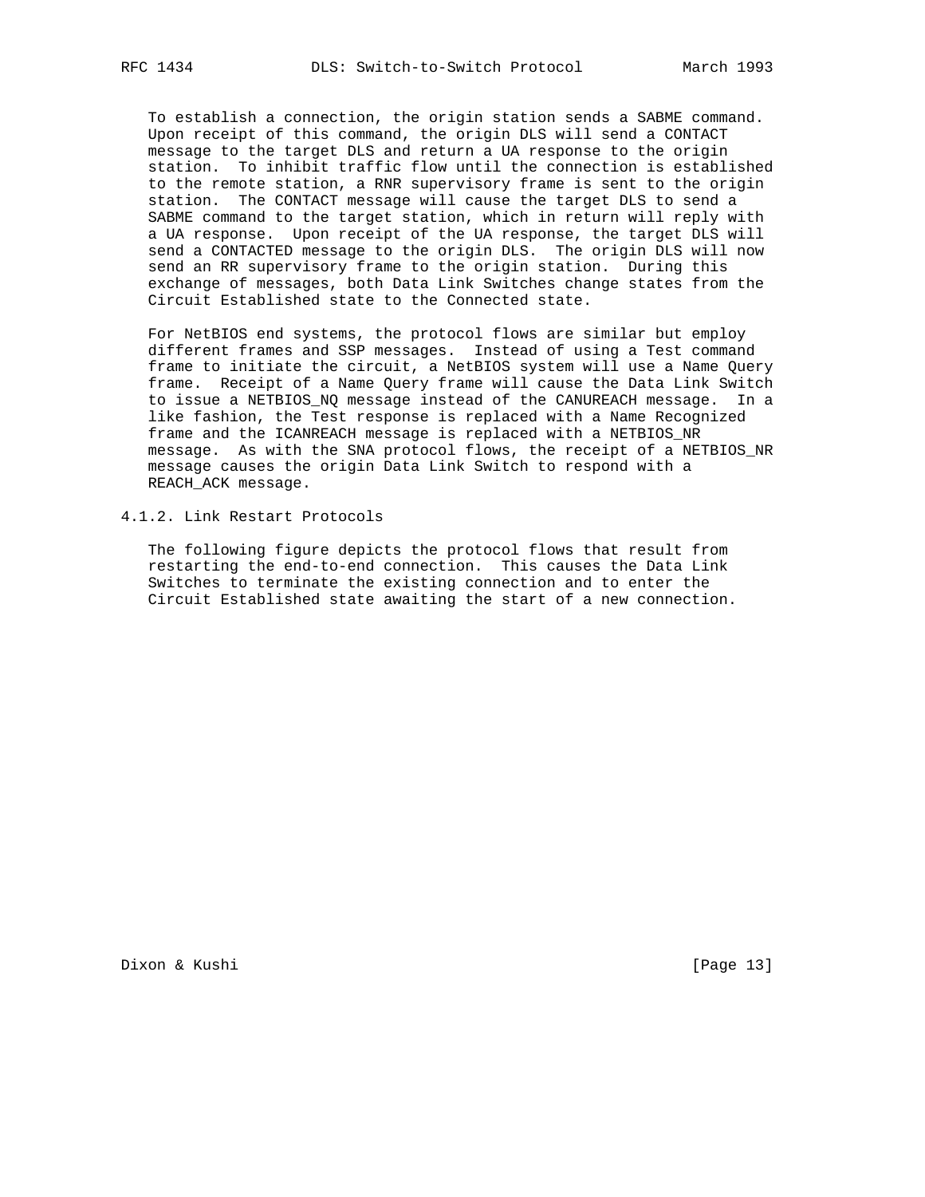To establish a connection, the origin station sends a SABME command. Upon receipt of this command, the origin DLS will send a CONTACT message to the target DLS and return a UA response to the origin station. To inhibit traffic flow until the connection is established to the remote station, a RNR supervisory frame is sent to the origin station. The CONTACT message will cause the target DLS to send a SABME command to the target station, which in return will reply with a UA response. Upon receipt of the UA response, the target DLS will send a CONTACTED message to the origin DLS. The origin DLS will now send an RR supervisory frame to the origin station. During this exchange of messages, both Data Link Switches change states from the Circuit Established state to the Connected state.

For NetBIOS end systems, the protocol flows are similar but employ different frames and SSP messages. Instead of using a Test command frame to initiate the circuit, a NetBIOS system will use a Name Query frame. Receipt of a Name Query frame will cause the Data Link Switch to issue a NETBIOS_NQ message instead of the CANUREACH message. In a like fashion, the Test response is replaced with a Name Recognized frame and the ICANREACH message is replaced with a NETBIOS_NR message. As with the SNA protocol flows, the receipt of a NETBIOS_NR message causes the origin Data Link Switch to respond with a REACH_ACK message.

### 4.1.2. Link Restart Protocols

The following figure depicts the protocol flows that result from restarting the end-to-end connection. This causes the Data Link Switches to terminate the existing connection and to enter the Circuit Established state awaiting the start of a new connection.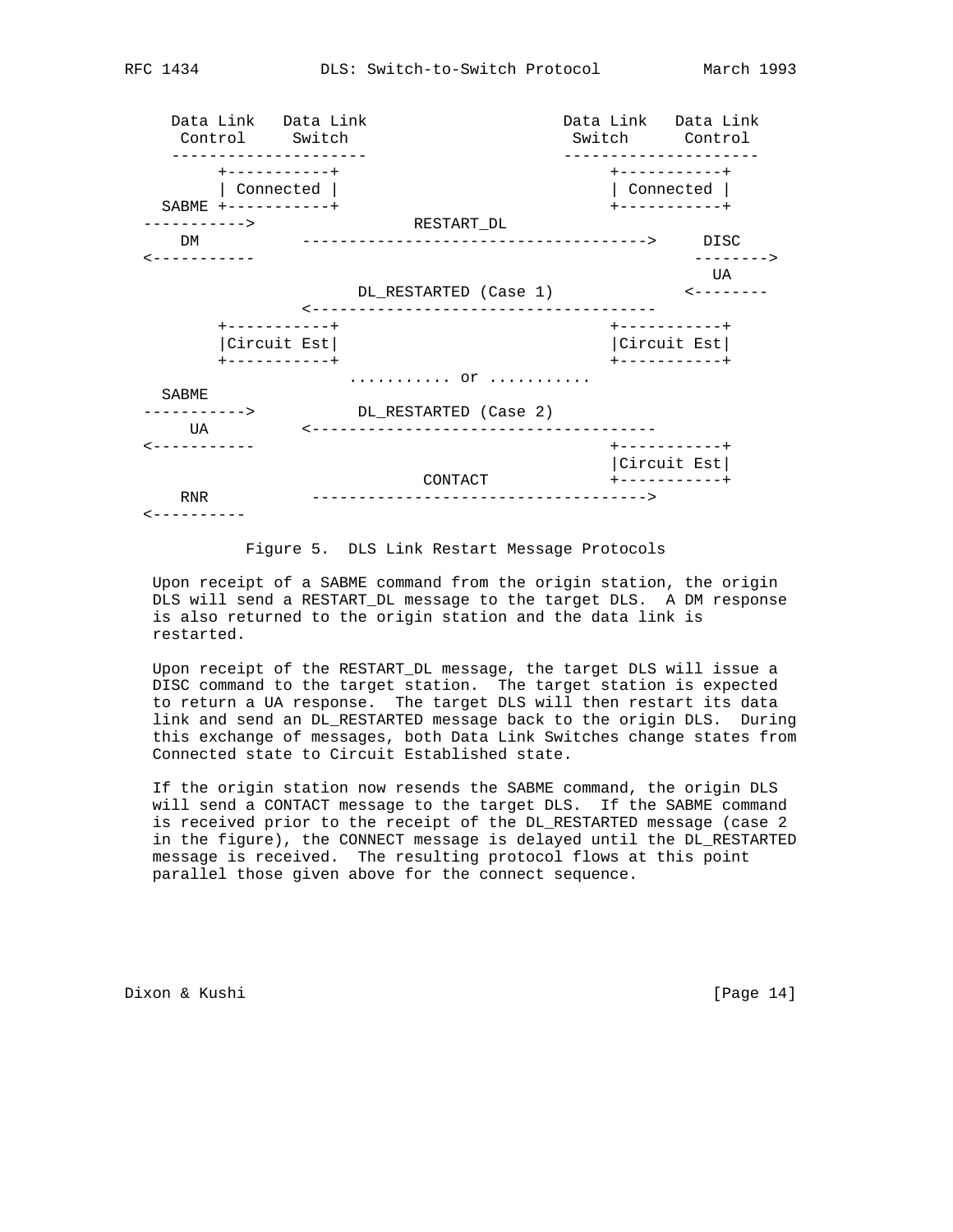```
    Data Link   Data Link                          Data Link   Data Link
     Control     Switch                             Switch      Control
    ---------------------                          ---------------------
         +-----------+                                +-----------+
         | Connected |                                | Connected |
   SABME +-----------+                                +-----------+
  ----------->                 RESTART_DL
     DM          ------------------------------------>    DISC
  <-----------                                           -------->
                                                            UA
                      DL_RESTARTED (Case 1)             <--------
                 <------------------------------------
        +-----------+                                +-----------+
        |Circuit Est|                                |Circuit Est|
        +-----------+                                +-----------+
                      ........... or ...........
   SABME
  ----------->        DL_RESTARTED (Case 2)
      UA         <------------------------------------
  <-----------                                       +-----------+
                                                     |Circuit Est|
                              CONTACT                +-----------+
     RNR          ----------------------------------->
  <----------
```

Figure 5. DLS Link Restart Message Protocols

Upon receipt of a SABME command from the origin station, the origin DLS will send a RESTART_DL message to the target DLS. A DM response is also returned to the origin station and the data link is restarted.

Upon receipt of the RESTART_DL message, the target DLS will issue a DISC command to the target station. The target station is expected to return a UA response. The target DLS will then restart its data link and send an DL_RESTARTED message back to the origin DLS. During this exchange of messages, both Data Link Switches change states from Connected state to Circuit Established state.

If the origin station now resends the SABME command, the origin DLS will send a CONTACT message to the target DLS. If the SABME command is received prior to the receipt of the DL_RESTARTED message (case 2 in the figure), the CONNECT message is delayed until the DL_RESTARTED message is received. The resulting protocol flows at this point parallel those given above for the connect sequence.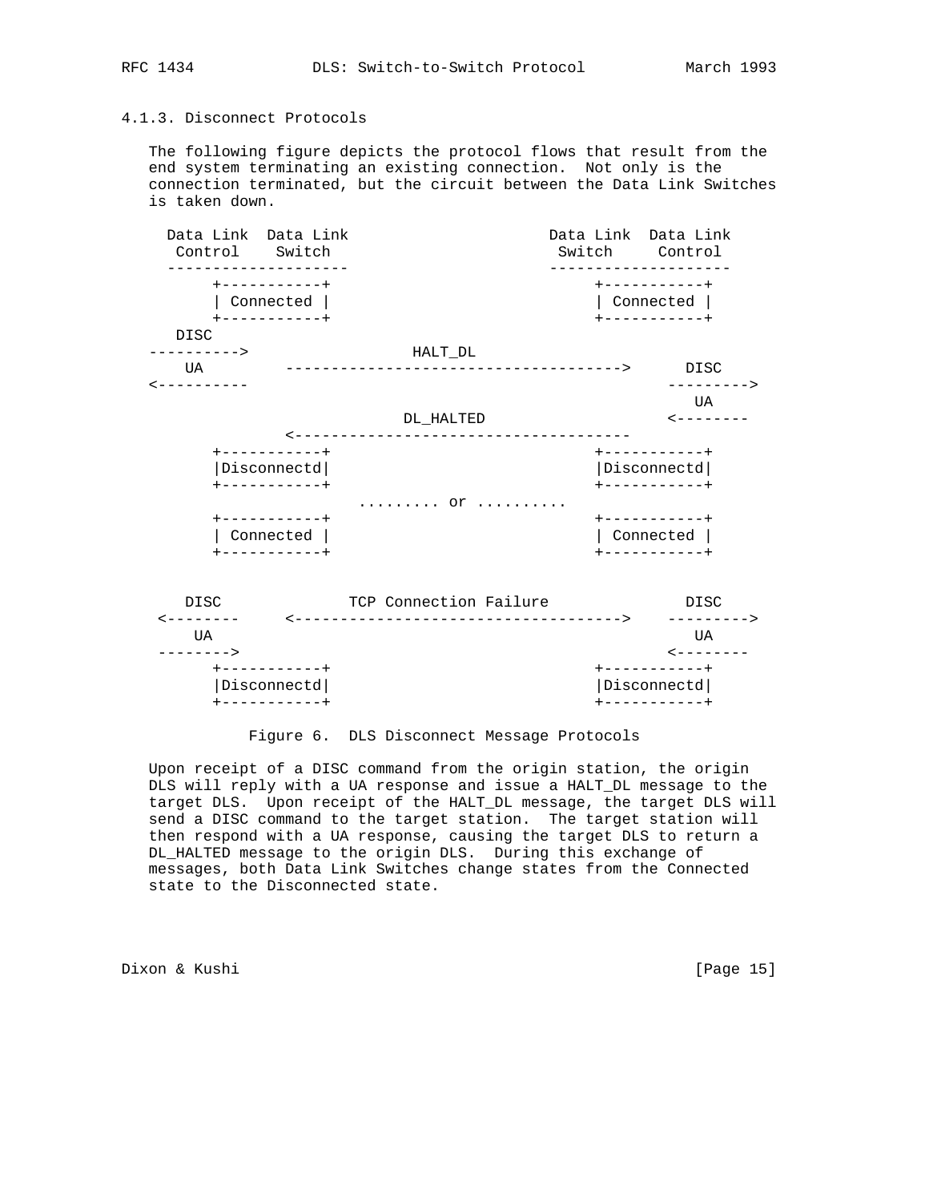### 4.1.3. Disconnect Protocols

The following figure depicts the protocol flows that result from the end system terminating an existing connection. Not only is the connection terminated, but the circuit between the Data Link Switches is taken down.

```
  Data Link  Data Link                       Data Link  Data Link
   Control    Switch                          Switch     Control
  --------------------                       --------------------
       +-----------+                             +-----------+
       | Connected |                             | Connected |
       +-----------+                             +-----------+
   DISC
 ---------->               HALT_DL
     UA        ------------------------------------->     DISC
 <----------                                            --------->
                                                           UA
                          DL_HALTED                     <--------
               <-------------------------------------
       +-----------+                             +-----------+
       |Disconnectd|                             |Disconnectd|
       +-----------+                             +-----------+
                        ......... or ..........
       +-----------+                             +-----------+
       | Connected |                             | Connected |
       +-----------+                             +-----------+

    DISC             TCP Connection Failure              DISC
  <--------    <------------------------------------>   --------->
     UA                                                    UA
  -------->                                             <--------
       +-----------+                             +-----------+
       |Disconnectd|                             |Disconnectd|
       +-----------+                             +-----------+
```

Figure 6. DLS Disconnect Message Protocols

Upon receipt of a DISC command from the origin station, the origin DLS will reply with a UA response and issue a HALT_DL message to the target DLS. Upon receipt of the HALT_DL message, the target DLS will send a DISC command to the target station. The target station will then respond with a UA response, causing the target DLS to return a DL_HALTED message to the origin DLS. During this exchange of messages, both Data Link Switches change states from the Connected state to the Disconnected state.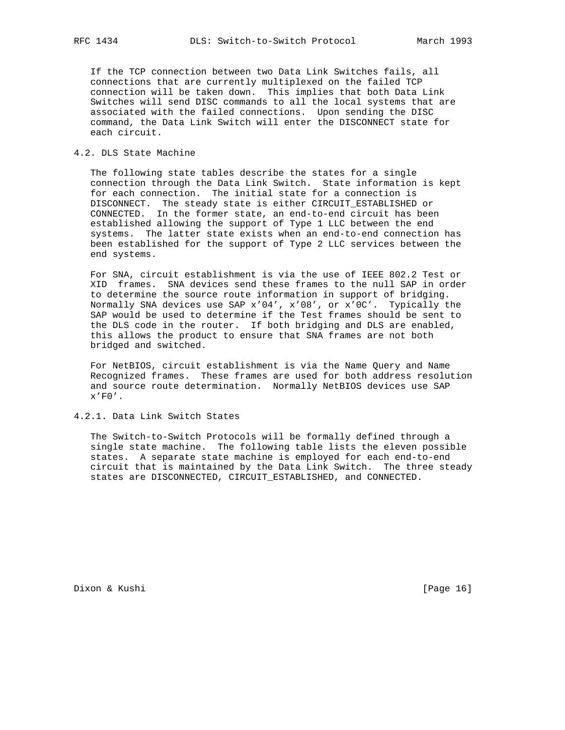If the TCP connection between two Data Link Switches fails, all connections that are currently multiplexed on the failed TCP connection will be taken down. This implies that both Data Link Switches will send DISC commands to all the local systems that are associated with the failed connections. Upon sending the DISC command, the Data Link Switch will enter the DISCONNECT state for each circuit.

## 4.2. DLS State Machine

The following state tables describe the states for a single connection through the Data Link Switch. State information is kept for each connection. The initial state for a connection is DISCONNECT. The steady state is either CIRCUIT_ESTABLISHED or CONNECTED. In the former state, an end-to-end circuit has been established allowing the support of Type 1 LLC between the end systems. The latter state exists when an end-to-end connection has been established for the support of Type 2 LLC services between the end systems.

For SNA, circuit establishment is via the use of IEEE 802.2 Test or XID frames. SNA devices send these frames to the null SAP in order to determine the source route information in support of bridging. Normally SNA devices use SAP x'04', x'08', or x'0C'. Typically the SAP would be used to determine if the Test frames should be sent to the DLS code in the router. If both bridging and DLS are enabled, this allows the product to ensure that SNA frames are not both bridged and switched.

For NetBIOS, circuit establishment is via the Name Query and Name Recognized frames. These frames are used for both address resolution and source route determination. Normally NetBIOS devices use SAP x'F0'.

### 4.2.1. Data Link Switch States

The Switch-to-Switch Protocols will be formally defined through a single state machine. The following table lists the eleven possible states. A separate state machine is employed for each end-to-end circuit that is maintained by the Data Link Switch. The three steady states are DISCONNECTED, CIRCUIT_ESTABLISHED, and CONNECTED.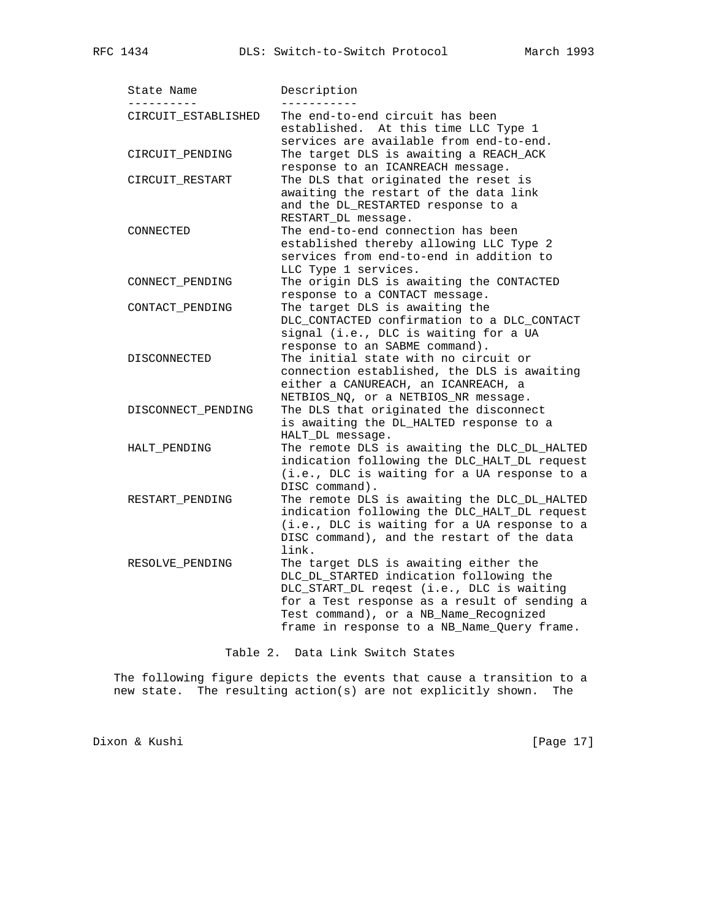| State Name | Description |
| --- | --- |
| CIRCUIT_ESTABLISHED | The end-to-end circuit has been established. At this time LLC Type 1 services are available from end-to-end. |
| CIRCUIT_PENDING | The target DLS is awaiting a REACH_ACK response to an ICANREACH message. |
| CIRCUIT_RESTART | The DLS that originated the reset is awaiting the restart of the data link and the DL_RESTARTED response to a RESTART_DL message. |
| CONNECTED | The end-to-end connection has been established thereby allowing LLC Type 2 services from end-to-end in addition to LLC Type 1 services. |
| CONNECT_PENDING | The origin DLS is awaiting the CONTACTED response to a CONTACT message. |
| CONTACT_PENDING | The target DLS is awaiting the DLC_CONTACTED confirmation to a DLC_CONTACT signal (i.e., DLC is waiting for a UA response to an SABME command). |
| DISCONNECTED | The initial state with no circuit or connection established, the DLS is awaiting either a CANUREACH, an ICANREACH, a NETBIOS_NQ, or a NETBIOS_NR message. |
| DISCONNECT_PENDING | The DLS that originated the disconnect is awaiting the DL_HALTED response to a HALT_DL message. |
| HALT_PENDING | The remote DLS is awaiting the DLC_DL_HALTED indication following the DLC_HALT_DL request (i.e., DLC is waiting for a UA response to a DISC command). |
| RESTART_PENDING | The remote DLS is awaiting the DLC_DL_HALTED indication following the DLC_HALT_DL request (i.e., DLC is waiting for a UA response to a DISC command), and the restart of the data link. |
| RESOLVE_PENDING | The target DLS is awaiting either the DLC_DL_STARTED indication following the DLC_START_DL reqest (i.e., DLC is waiting for a Test response as a result of sending a Test command), or a NB_Name_Recognized frame in response to a NB_Name_Query frame. |

Table 2. Data Link Switch States

The following figure depicts the events that cause a transition to a new state. The resulting action(s) are not explicitly shown. The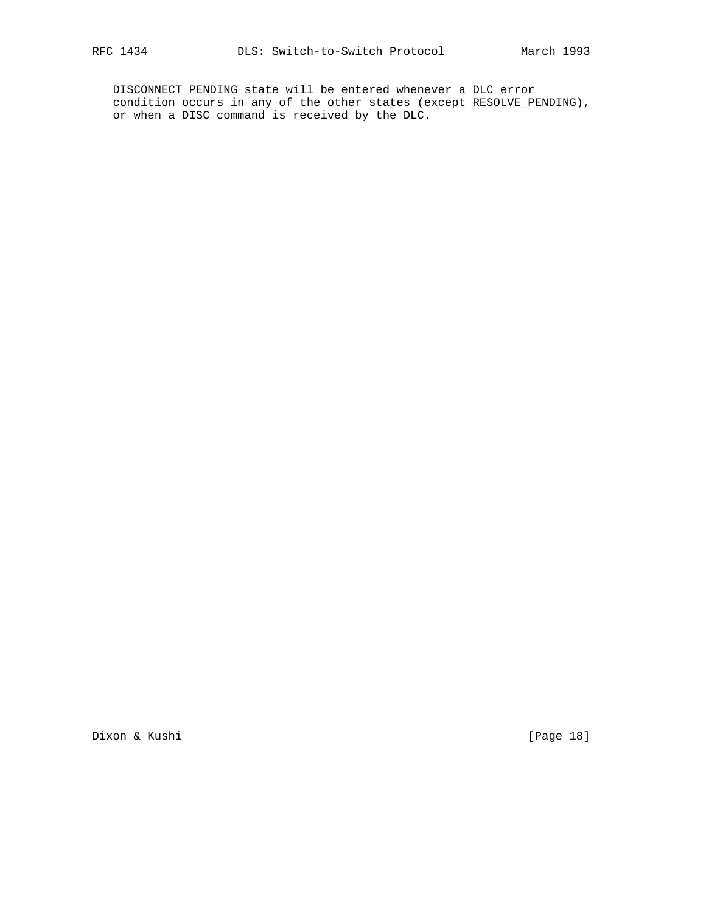DISCONNECT_PENDING state will be entered whenever a DLC error condition occurs in any of the other states (except RESOLVE_PENDING), or when a DISC command is received by the DLC.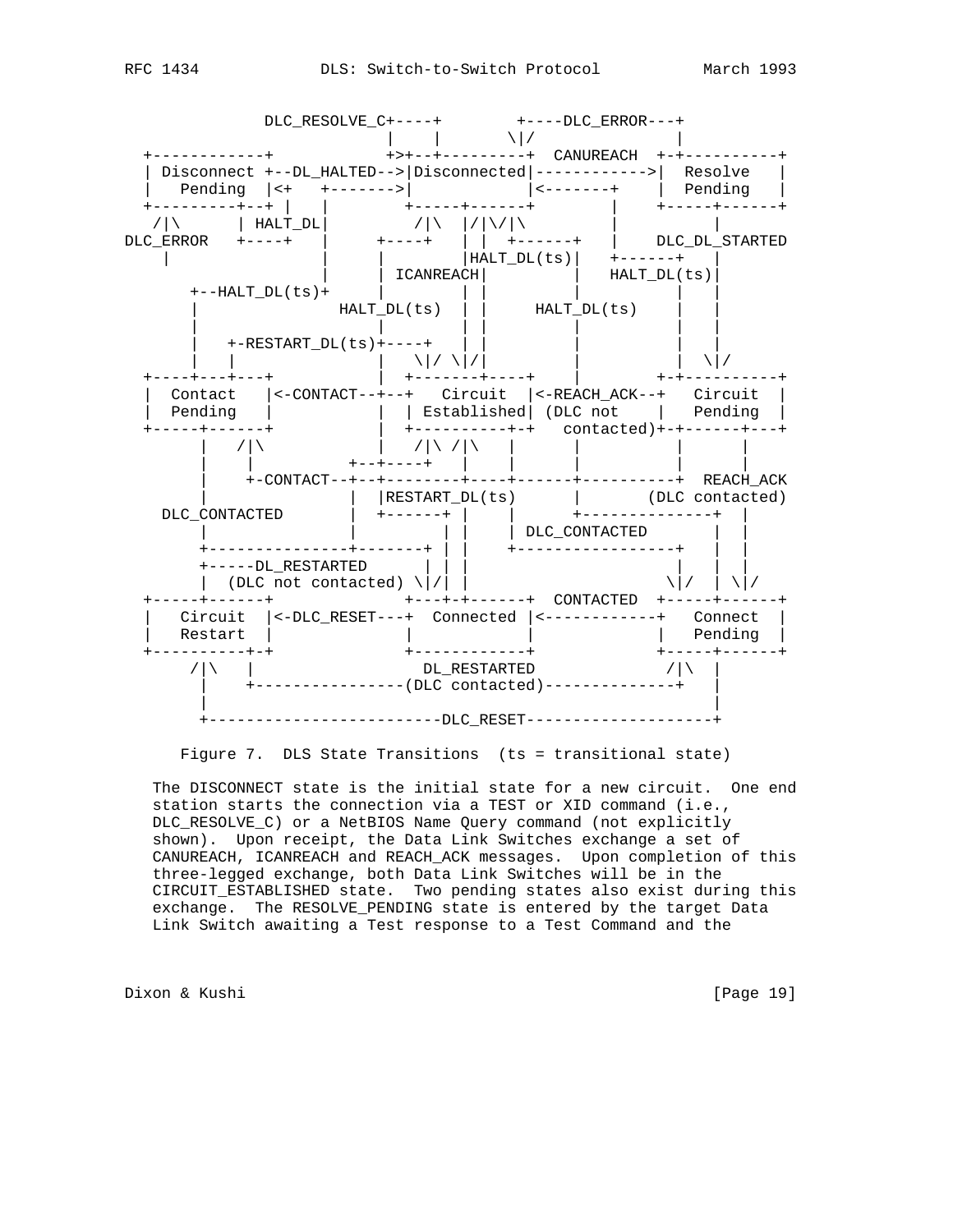```
             DLC_RESOLVE_C+----+        +----DLC_ERROR---+
                          |    |       \|/               |
  +------------+          +>+--+---------+  CANUREACH  +-+----------+
  | Disconnect +--DL_HALTED-->|Disconnected|------------>|  Resolve   |
  |   Pending  |<+   +------->|            |<-------+    |  Pending   |
  +---------+--+ |   |        +-----+------+        |    +-----+------+
   /|\      | HALT_DL|         /|\  |/|\/|\         |          |
DLC_ERROR   +----+   |     +----+   | |  +------+   |    DLC_DL_STARTED
    |                |     |        |HALT_DL(ts)|   +------+   |
    |                |     | ICANREACH|         |   HALT_DL(ts)|
      +--HALT_DL(ts)+     |          | |         |          |   |
      |               HALT_DL(ts)  | |     HALT_DL(ts)    |   |
      |                    |        | |         |          |   |
      |   +-RESTART_DL(ts)+----+   | |         |          |   |
      |   |                |   \|/ \|/|         |          |  \|/
  +----+---+---+           |  +-------+----+    |        +-+----------+
  |  Contact   |<-CONTACT--+--+   Circuit  |<-REACH_ACK--+   Circuit  |
  |  Pending   |           |  | Established| (DLC not    |   Pending  |
  +-----+------+           |  +----------+-+   contacted)+-+------+---+
       |   /|\             |    /|\ /|\   |      |          |      |
       |    |           +--+----+   |     |      |          |      |
       |    +-CONTACT--+--+--------+----+------+----------+  REACH_ACK
       |               |  |RESTART_DL(ts)      |       (DLC contacted)
   DLC_CONTACTED       |  +------+ |    |      +--------------+  |
       |               |         | |    | DLC_CONTACTED       |  |
       +---------------+-------+ | |    +------------------+   |  |
       +-----DL_RESTARTED      | | |                       |   |  |
       |  (DLC not contacted) \|/| |                      \|/  | \|/
  +-----+------+              +---+-+------+  CONTACTED  +-----+------+
  |   Circuit  |<-DLC_RESET---+  Connected |<------------+   Connect  |
  |   Restart  |              |            |             |   Pending  |
  +----------+-+              +------------+             +-----+------+
      /|\   |                  DL_RESTARTED             /|\  |
       |    +----------------(DLC contacted)--------------+   |
       |                                                      |
       +-------------------------DLC_RESET--------------------+
```

Figure 7. DLS State Transitions (ts = transitional state)

The DISCONNECT state is the initial state for a new circuit. One end station starts the connection via a TEST or XID command (i.e., DLC_RESOLVE_C) or a NetBIOS Name Query command (not explicitly shown). Upon receipt, the Data Link Switches exchange a set of CANUREACH, ICANREACH and REACH_ACK messages. Upon completion of this three-legged exchange, both Data Link Switches will be in the CIRCUIT_ESTABLISHED state. Two pending states also exist during this exchange. The RESOLVE_PENDING state is entered by the target Data Link Switch awaiting a Test response to a Test Command and the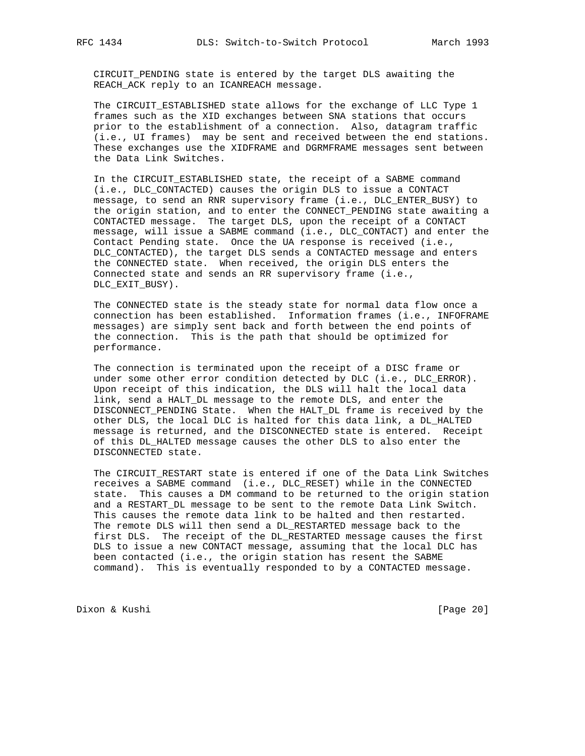CIRCUIT_PENDING state is entered by the target DLS awaiting the REACH_ACK reply to an ICANREACH message.

The CIRCUIT_ESTABLISHED state allows for the exchange of LLC Type 1 frames such as the XID exchanges between SNA stations that occurs prior to the establishment of a connection. Also, datagram traffic (i.e., UI frames) may be sent and received between the end stations. These exchanges use the XIDFRAME and DGRMFRAME messages sent between the Data Link Switches.

In the CIRCUIT_ESTABLISHED state, the receipt of a SABME command (i.e., DLC_CONTACTED) causes the origin DLS to issue a CONTACT message, to send an RNR supervisory frame (i.e., DLC_ENTER_BUSY) to the origin station, and to enter the CONNECT_PENDING state awaiting a CONTACTED message. The target DLS, upon the receipt of a CONTACT message, will issue a SABME command (i.e., DLC_CONTACT) and enter the Contact Pending state. Once the UA response is received (i.e., DLC_CONTACTED), the target DLS sends a CONTACTED message and enters the CONNECTED state. When received, the origin DLS enters the Connected state and sends an RR supervisory frame (i.e., DLC_EXIT_BUSY).

The CONNECTED state is the steady state for normal data flow once a connection has been established. Information frames (i.e., INFOFRAME messages) are simply sent back and forth between the end points of the connection. This is the path that should be optimized for performance.

The connection is terminated upon the receipt of a DISC frame or under some other error condition detected by DLC (i.e., DLC_ERROR). Upon receipt of this indication, the DLS will halt the local data link, send a HALT_DL message to the remote DLS, and enter the DISCONNECT_PENDING State. When the HALT_DL frame is received by the other DLS, the local DLC is halted for this data link, a DL_HALTED message is returned, and the DISCONNECTED state is entered. Receipt of this DL_HALTED message causes the other DLS to also enter the DISCONNECTED state.

The CIRCUIT_RESTART state is entered if one of the Data Link Switches receives a SABME command (i.e., DLC_RESET) while in the CONNECTED state. This causes a DM command to be returned to the origin station and a RESTART_DL message to be sent to the remote Data Link Switch. This causes the remote data link to be halted and then restarted. The remote DLS will then send a DL_RESTARTED message back to the first DLS. The receipt of the DL_RESTARTED message causes the first DLS to issue a new CONTACT message, assuming that the local DLC has been contacted (i.e., the origin station has resent the SABME command). This is eventually responded to by a CONTACTED message.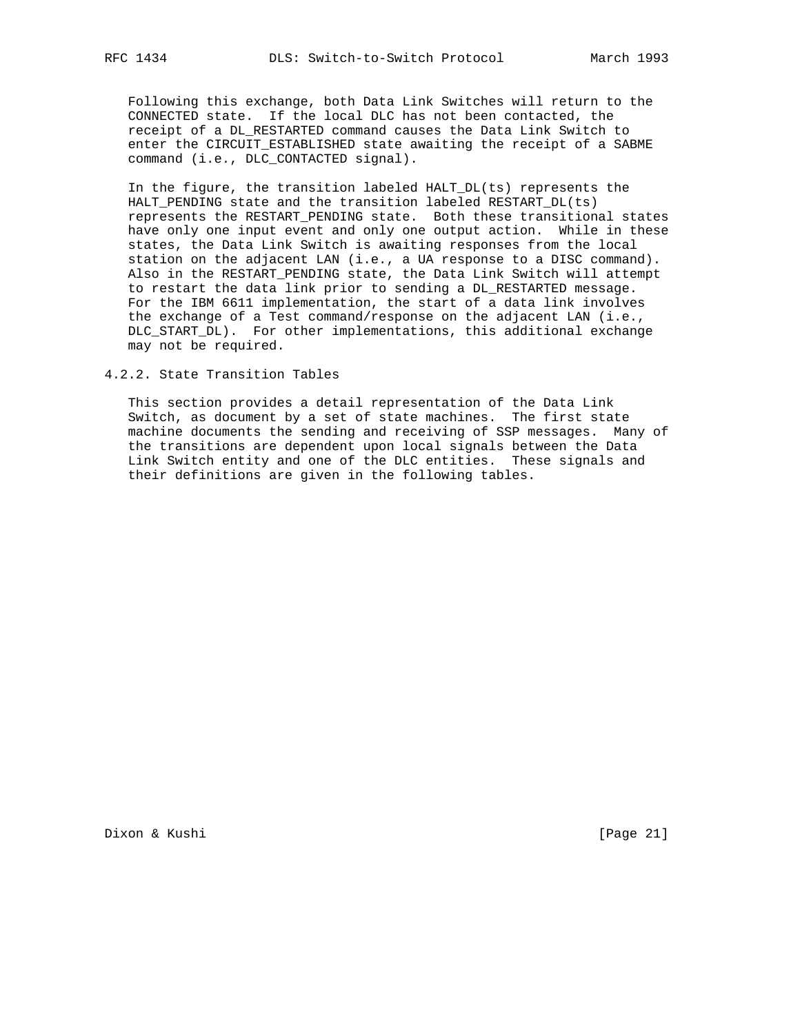Following this exchange, both Data Link Switches will return to the CONNECTED state. If the local DLC has not been contacted, the receipt of a DL_RESTARTED command causes the Data Link Switch to enter the CIRCUIT_ESTABLISHED state awaiting the receipt of a SABME command (i.e., DLC_CONTACTED signal).

In the figure, the transition labeled HALT_DL(ts) represents the HALT_PENDING state and the transition labeled RESTART_DL(ts) represents the RESTART_PENDING state. Both these transitional states have only one input event and only one output action. While in these states, the Data Link Switch is awaiting responses from the local station on the adjacent LAN (i.e., a UA response to a DISC command). Also in the RESTART_PENDING state, the Data Link Switch will attempt to restart the data link prior to sending a DL_RESTARTED message. For the IBM 6611 implementation, the start of a data link involves the exchange of a Test command/response on the adjacent LAN (i.e., DLC_START_DL). For other implementations, this additional exchange may not be required.

### 4.2.2. State Transition Tables

This section provides a detail representation of the Data Link Switch, as document by a set of state machines. The first state machine documents the sending and receiving of SSP messages. Many of the transitions are dependent upon local signals between the Data Link Switch entity and one of the DLC entities. These signals and their definitions are given in the following tables.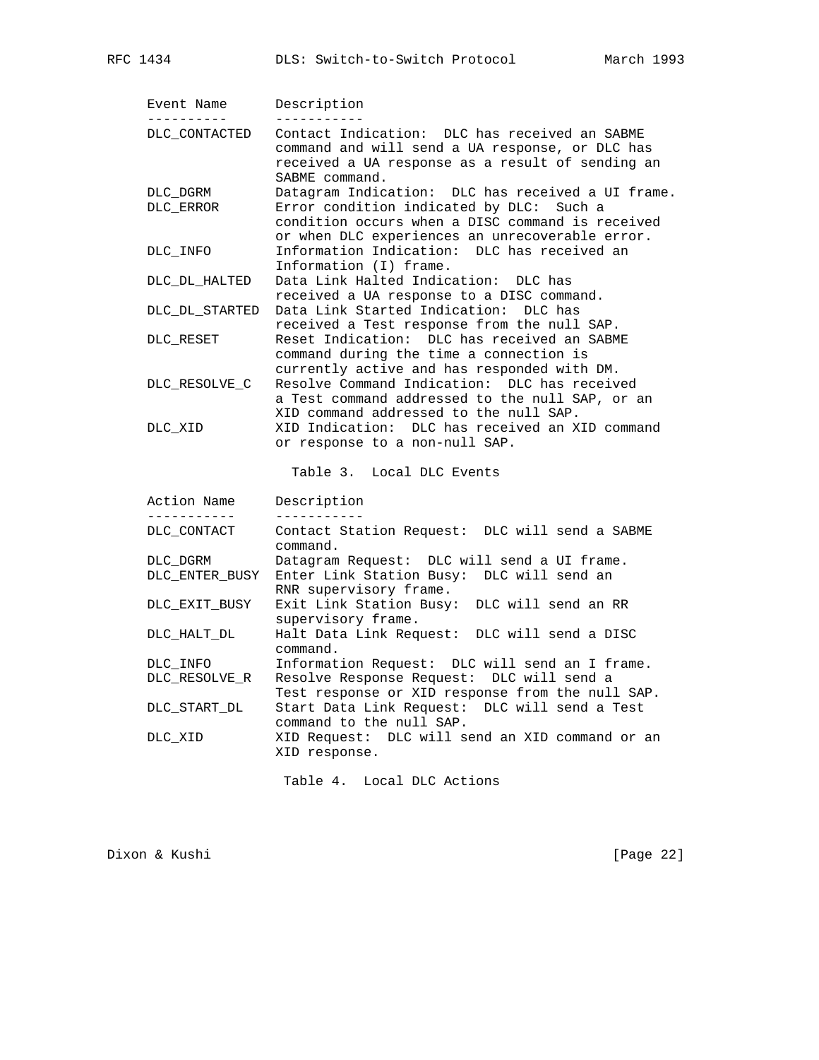| Event Name | Description |
| --- | --- |
| DLC_CONTACTED | Contact Indication: DLC has received an SABME command and will send a UA response, or DLC has received a UA response as a result of sending an SABME command. |
| DLC_DGRM | Datagram Indication: DLC has received a UI frame. |
| DLC_ERROR | Error condition indicated by DLC: Such a condition occurs when a DISC command is received or when DLC experiences an unrecoverable error. |
| DLC_INFO | Information Indication: DLC has received an Information (I) frame. |
| DLC_DL_HALTED | Data Link Halted Indication: DLC has received a UA response to a DISC command. |
| DLC_DL_STARTED | Data Link Started Indication: DLC has received a Test response from the null SAP. |
| DLC_RESET | Reset Indication: DLC has received an SABME command during the time a connection is currently active and has responded with DM. |
| DLC_RESOLVE_C | Resolve Command Indication: DLC has received a Test command addressed to the null SAP, or an XID command addressed to the null SAP. |
| DLC_XID | XID Indication: DLC has received an XID command or response to a non-null SAP. |

Table 3. Local DLC Events

| Action Name | Description |
| --- | --- |
| DLC_CONTACT | Contact Station Request: DLC will send a SABME command. |
| DLC_DGRM | Datagram Request: DLC will send a UI frame. |
| DLC_ENTER_BUSY | Enter Link Station Busy: DLC will send an RNR supervisory frame. |
| DLC_EXIT_BUSY | Exit Link Station Busy: DLC will send an RR supervisory frame. |
| DLC_HALT_DL | Halt Data Link Request: DLC will send a DISC command. |
| DLC_INFO | Information Request: DLC will send an I frame. |
| DLC_RESOLVE_R | Resolve Response Request: DLC will send a Test response or XID response from the null SAP. |
| DLC_START_DL | Start Data Link Request: DLC will send a Test command to the null SAP. |
| DLC_XID | XID Request: DLC will send an XID command or an XID response. |

Table 4. Local DLC Actions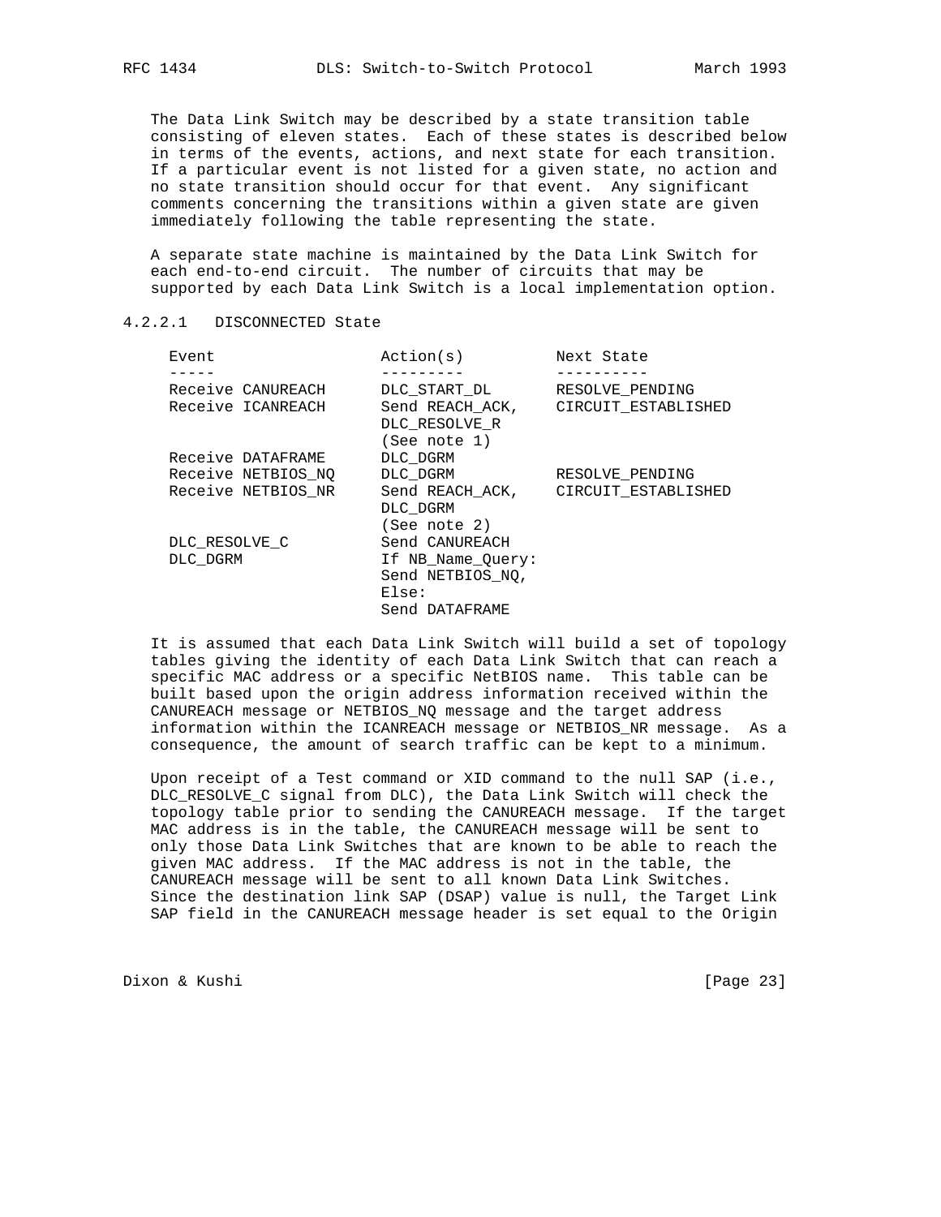The Data Link Switch may be described by a state transition table consisting of eleven states. Each of these states is described below in terms of the events, actions, and next state for each transition. If a particular event is not listed for a given state, no action and no state transition should occur for that event. Any significant comments concerning the transitions within a given state are given immediately following the table representing the state.

A separate state machine is maintained by the Data Link Switch for each end-to-end circuit. The number of circuits that may be supported by each Data Link Switch is a local implementation option.

### 4.2.2.1 DISCONNECTED State

| Event | Action(s) | Next State |
|---|---|---|
| Receive CANUREACH | DLC_START_DL | RESOLVE_PENDING |
| Receive ICANREACH | Send REACH_ACK, DLC_RESOLVE_R (See note 1) | CIRCUIT_ESTABLISHED |
| Receive DATAFRAME | DLC_DGRM | |
| Receive NETBIOS_NQ | DLC_DGRM | RESOLVE_PENDING |
| Receive NETBIOS_NR | Send REACH_ACK, DLC_DGRM (See note 2) | CIRCUIT_ESTABLISHED |
| DLC_RESOLVE_C | Send CANUREACH | |
| DLC_DGRM | If NB_Name_Query: Send NETBIOS_NQ, Else: Send DATAFRAME | |

It is assumed that each Data Link Switch will build a set of topology tables giving the identity of each Data Link Switch that can reach a specific MAC address or a specific NetBIOS name. This table can be built based upon the origin address information received within the CANUREACH message or NETBIOS_NQ message and the target address information within the ICANREACH message or NETBIOS_NR message. As a consequence, the amount of search traffic can be kept to a minimum.

Upon receipt of a Test command or XID command to the null SAP (i.e., DLC_RESOLVE_C signal from DLC), the Data Link Switch will check the topology table prior to sending the CANUREACH message. If the target MAC address is in the table, the CANUREACH message will be sent to only those Data Link Switches that are known to be able to reach the given MAC address. If the MAC address is not in the table, the CANUREACH message will be sent to all known Data Link Switches. Since the destination link SAP (DSAP) value is null, the Target Link SAP field in the CANUREACH message header is set equal to the Origin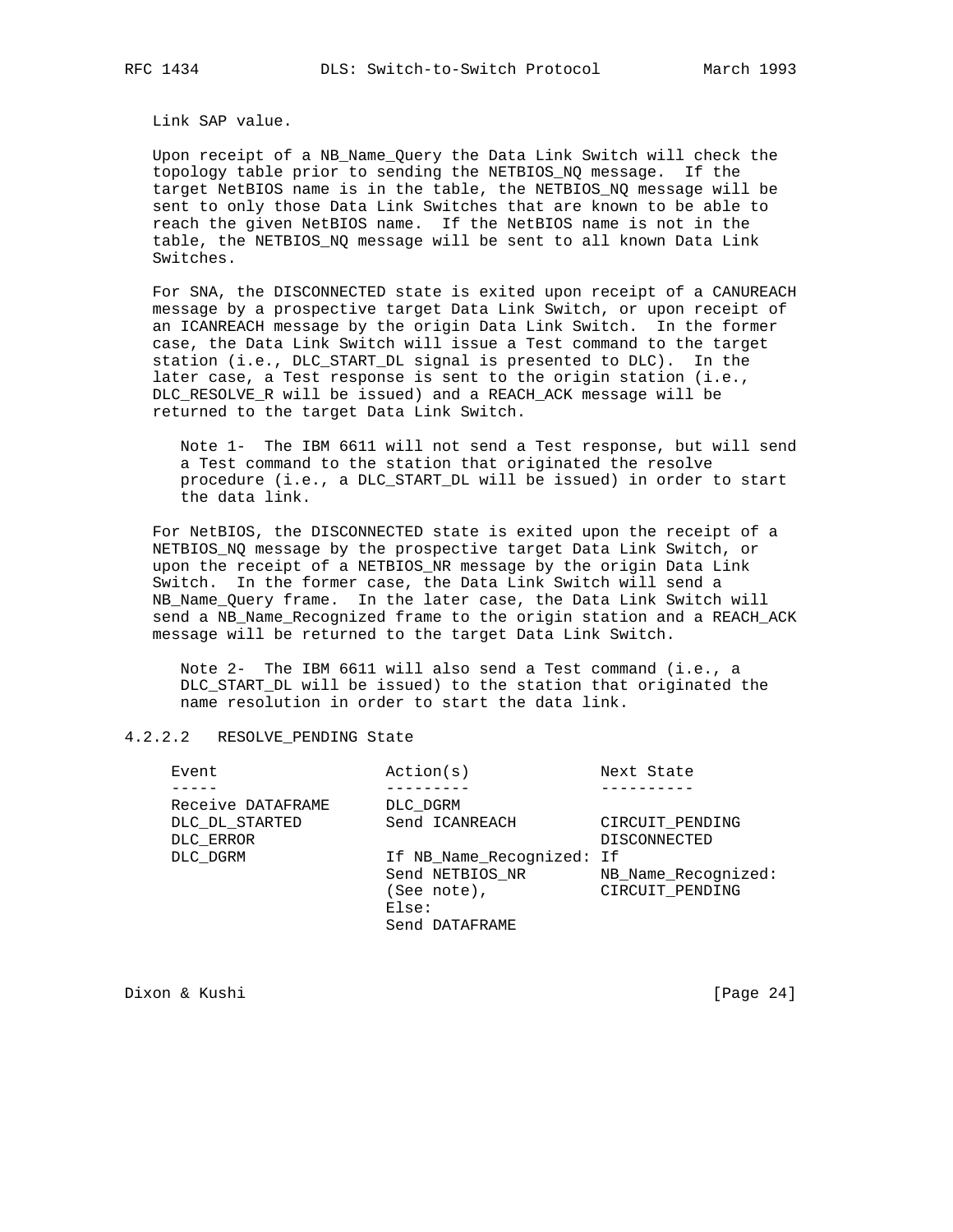Link SAP value.

Upon receipt of a NB_Name_Query the Data Link Switch will check the topology table prior to sending the NETBIOS_NQ message. If the target NetBIOS name is in the table, the NETBIOS_NQ message will be sent to only those Data Link Switches that are known to be able to reach the given NetBIOS name. If the NetBIOS name is not in the table, the NETBIOS_NQ message will be sent to all known Data Link Switches.

For SNA, the DISCONNECTED state is exited upon receipt of a CANUREACH message by a prospective target Data Link Switch, or upon receipt of an ICANREACH message by the origin Data Link Switch. In the former case, the Data Link Switch will issue a Test command to the target station (i.e., DLC_START_DL signal is presented to DLC). In the later case, a Test response is sent to the origin station (i.e., DLC_RESOLVE_R will be issued) and a REACH_ACK message will be returned to the target Data Link Switch.

> Note 1- The IBM 6611 will not send a Test response, but will send a Test command to the station that originated the resolve procedure (i.e., a DLC_START_DL will be issued) in order to start the data link.

For NetBIOS, the DISCONNECTED state is exited upon the receipt of a NETBIOS_NQ message by the prospective target Data Link Switch, or upon the receipt of a NETBIOS_NR message by the origin Data Link Switch. In the former case, the Data Link Switch will send a NB_Name_Query frame. In the later case, the Data Link Switch will send a NB_Name_Recognized frame to the origin station and a REACH_ACK message will be returned to the target Data Link Switch.

> Note 2- The IBM 6611 will also send a Test command (i.e., a DLC_START_DL will be issued) to the station that originated the name resolution in order to start the data link.

### 4.2.2.2 RESOLVE_PENDING State

| Event | Action(s) | Next State |
|---|---|---|
| Receive DATAFRAME | DLC_DGRM | |
| DLC_DL_STARTED | Send ICANREACH | CIRCUIT_PENDING |
| DLC_ERROR | | DISCONNECTED |
| DLC_DGRM | If NB_Name_Recognized: Send NETBIOS_NR (See note), Else: Send DATAFRAME | If NB_Name_Recognized: CIRCUIT_PENDING |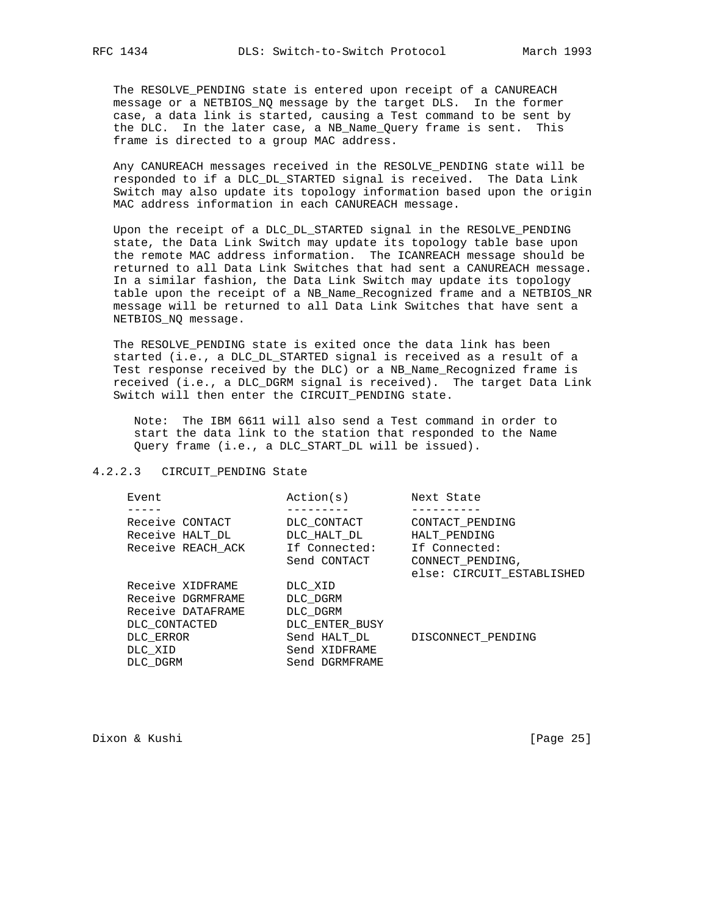The RESOLVE_PENDING state is entered upon receipt of a CANUREACH message or a NETBIOS_NQ message by the target DLS. In the former case, a data link is started, causing a Test command to be sent by the DLC. In the later case, a NB_Name_Query frame is sent. This frame is directed to a group MAC address.

Any CANUREACH messages received in the RESOLVE_PENDING state will be responded to if a DLC_DL_STARTED signal is received. The Data Link Switch may also update its topology information based upon the origin MAC address information in each CANUREACH message.

Upon the receipt of a DLC_DL_STARTED signal in the RESOLVE_PENDING state, the Data Link Switch may update its topology table base upon the remote MAC address information. The ICANREACH message should be returned to all Data Link Switches that had sent a CANUREACH message. In a similar fashion, the Data Link Switch may update its topology table upon the receipt of a NB_Name_Recognized frame and a NETBIOS_NR message will be returned to all Data Link Switches that have sent a NETBIOS_NQ message.

The RESOLVE_PENDING state is exited once the data link has been started (i.e., a DLC_DL_STARTED signal is received as a result of a Test response received by the DLC) or a NB_Name_Recognized frame is received (i.e., a DLC_DGRM signal is received). The target Data Link Switch will then enter the CIRCUIT_PENDING state.

> Note: The IBM 6611 will also send a Test command in order to start the data link to the station that responded to the Name Query frame (i.e., a DLC_START_DL will be issued).

### 4.2.2.3 CIRCUIT_PENDING State

| Event | Action(s) | Next State |
|---|---|---|
| Receive CONTACT | DLC_CONTACT | CONTACT_PENDING |
| Receive HALT_DL | DLC_HALT_DL | HALT_PENDING |
| Receive REACH_ACK | If Connected: Send CONTACT | If Connected: CONNECT_PENDING, else: CIRCUIT_ESTABLISHED |
| Receive XIDFRAME | DLC_XID | |
| Receive DGRMFRAME | DLC_DGRM | |
| Receive DATAFRAME | DLC_DGRM | |
| DLC_CONTACTED | DLC_ENTER_BUSY | |
| DLC_ERROR | Send HALT_DL | DISCONNECT_PENDING |
| DLC_XID | Send XIDFRAME | |
| DLC_DGRM | Send DGRMFRAME | |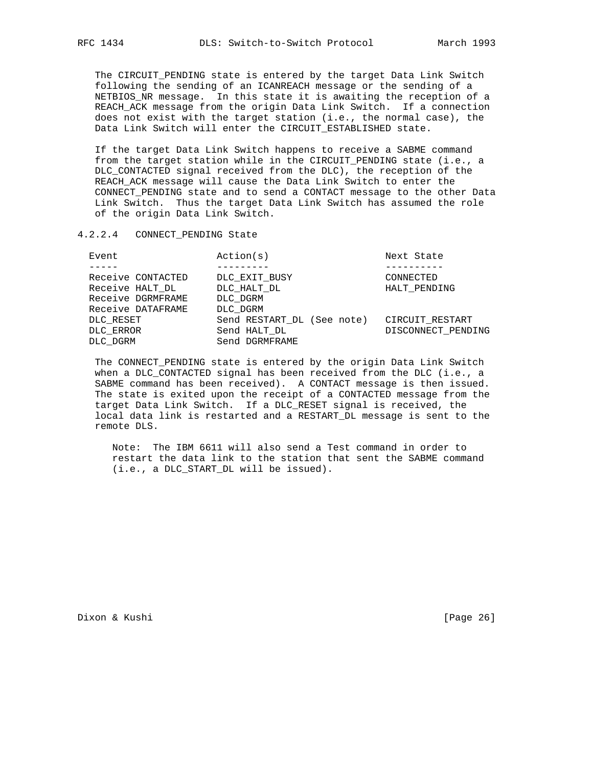The CIRCUIT_PENDING state is entered by the target Data Link Switch following the sending of an ICANREACH message or the sending of a NETBIOS_NR message. In this state it is awaiting the reception of a REACH_ACK message from the origin Data Link Switch. If a connection does not exist with the target station (i.e., the normal case), the Data Link Switch will enter the CIRCUIT_ESTABLISHED state.

If the target Data Link Switch happens to receive a SABME command from the target station while in the CIRCUIT_PENDING state (i.e., a DLC_CONTACTED signal received from the DLC), the reception of the REACH_ACK message will cause the Data Link Switch to enter the CONNECT_PENDING state and to send a CONTACT message to the other Data Link Switch. Thus the target Data Link Switch has assumed the role of the origin Data Link Switch.

### 4.2.2.4 CONNECT_PENDING State

| Event | Action(s) | Next State |
| --- | --- | --- |
| Receive CONTACTED | DLC_EXIT_BUSY | CONNECTED |
| Receive HALT_DL | DLC_HALT_DL | HALT_PENDING |
| Receive DGRMFRAME | DLC_DGRM | |
| Receive DATAFRAME | DLC_DGRM | |
| DLC_RESET | Send RESTART_DL (See note) | CIRCUIT_RESTART |
| DLC_ERROR | Send HALT_DL | DISCONNECT_PENDING |
| DLC_DGRM | Send DGRMFRAME | |

The CONNECT_PENDING state is entered by the origin Data Link Switch when a DLC_CONTACTED signal has been received from the DLC (i.e., a SABME command has been received). A CONTACT message is then issued. The state is exited upon the receipt of a CONTACTED message from the target Data Link Switch. If a DLC_RESET signal is received, the local data link is restarted and a RESTART_DL message is sent to the remote DLS.

Note: The IBM 6611 will also send a Test command in order to restart the data link to the station that sent the SABME command (i.e., a DLC_START_DL will be issued).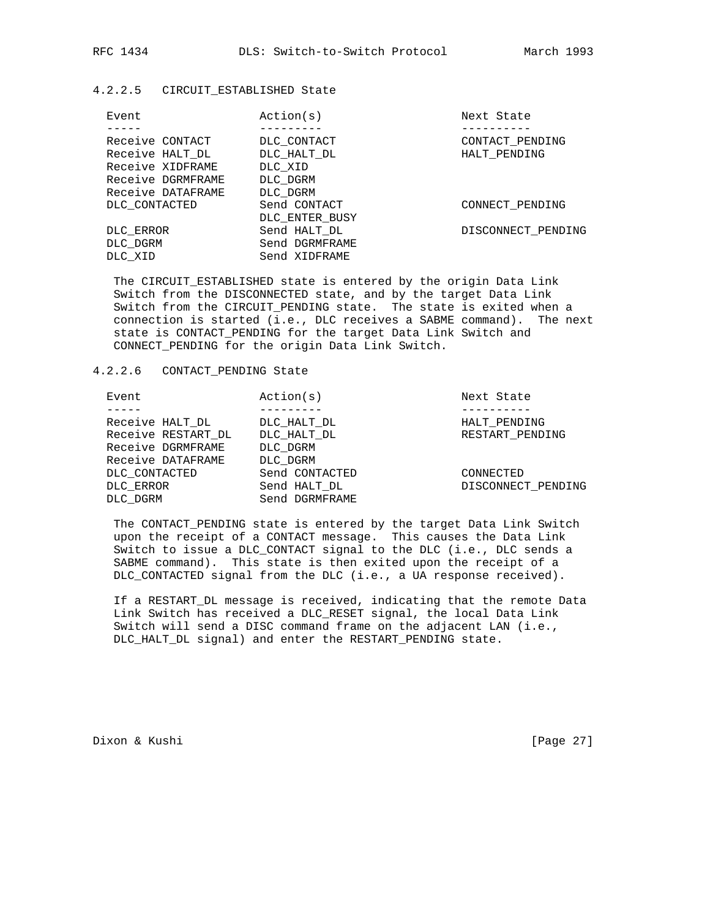#### 4.2.2.5 CIRCUIT_ESTABLISHED State

| Event | Action(s) | Next State |
|---|---|---|
| Receive CONTACT | DLC_CONTACT | CONTACT_PENDING |
| Receive HALT_DL | DLC_HALT_DL | HALT_PENDING |
| Receive XIDFRAME | DLC_XID | |
| Receive DGRMFRAME | DLC_DGRM | |
| Receive DATAFRAME | DLC_DGRM | |
| DLC_CONTACTED | Send CONTACT<br>DLC_ENTER_BUSY | CONNECT_PENDING |
| DLC_ERROR | Send HALT_DL | DISCONNECT_PENDING |
| DLC_DGRM | Send DGRMFRAME | |
| DLC_XID | Send XIDFRAME | |

The CIRCUIT_ESTABLISHED state is entered by the origin Data Link Switch from the DISCONNECTED state, and by the target Data Link Switch from the CIRCUIT_PENDING state. The state is exited when a connection is started (i.e., DLC receives a SABME command). The next state is CONTACT_PENDING for the target Data Link Switch and CONNECT_PENDING for the origin Data Link Switch.

#### 4.2.2.6 CONTACT_PENDING State

| Event | Action(s) | Next State |
|---|---|---|
| Receive HALT_DL | DLC_HALT_DL | HALT_PENDING |
| Receive RESTART_DL | DLC_HALT_DL | RESTART_PENDING |
| Receive DGRMFRAME | DLC_DGRM | |
| Receive DATAFRAME | DLC_DGRM | |
| DLC_CONTACTED | Send CONTACTED | CONNECTED |
| DLC_ERROR | Send HALT_DL | DISCONNECT_PENDING |
| DLC_DGRM | Send DGRMFRAME | |

The CONTACT_PENDING state is entered by the target Data Link Switch upon the receipt of a CONTACT message. This causes the Data Link Switch to issue a DLC_CONTACT signal to the DLC (i.e., DLC sends a SABME command). This state is then exited upon the receipt of a DLC_CONTACTED signal from the DLC (i.e., a UA response received).

If a RESTART_DL message is received, indicating that the remote Data Link Switch has received a DLC_RESET signal, the local Data Link Switch will send a DISC command frame on the adjacent LAN (i.e., DLC_HALT_DL signal) and enter the RESTART_PENDING state.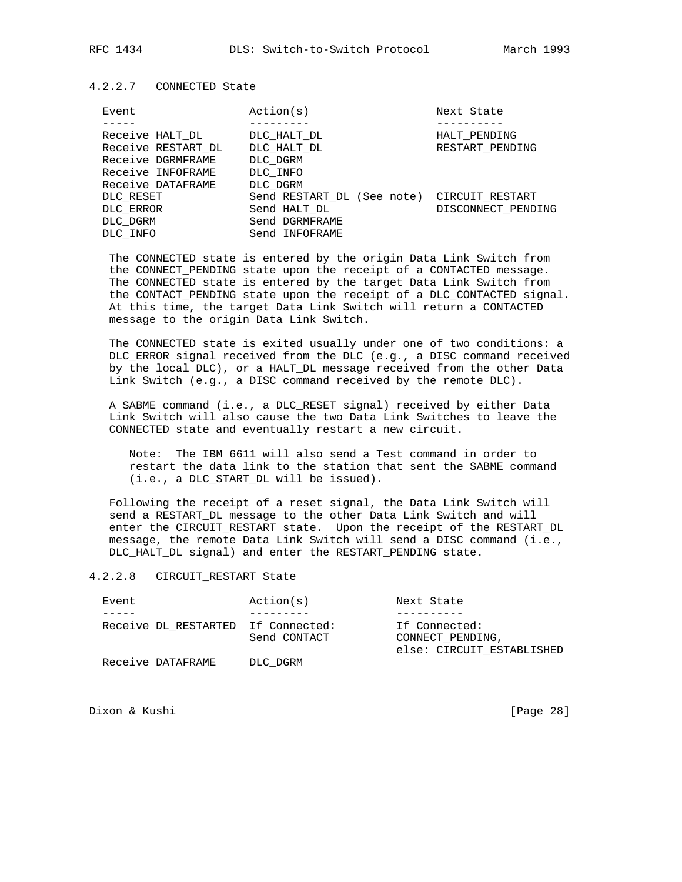#### 4.2.2.7 CONNECTED State

| Event | Action(s) | Next State |
|---|---|---|
| Receive HALT_DL | DLC_HALT_DL | HALT_PENDING |
| Receive RESTART_DL | DLC_HALT_DL | RESTART_PENDING |
| Receive DGRMFRAME | DLC_DGRM | |
| Receive INFOFRAME | DLC_INFO | |
| Receive DATAFRAME | DLC_DGRM | |
| DLC_RESET | Send RESTART_DL (See note) | CIRCUIT_RESTART |
| DLC_ERROR | Send HALT_DL | DISCONNECT_PENDING |
| DLC_DGRM | Send DGRMFRAME | |
| DLC_INFO | Send INFOFRAME | |

The CONNECTED state is entered by the origin Data Link Switch from the CONNECT_PENDING state upon the receipt of a CONTACTED message. The CONNECTED state is entered by the target Data Link Switch from the CONTACT_PENDING state upon the receipt of a DLC_CONTACTED signal. At this time, the target Data Link Switch will return a CONTACTED message to the origin Data Link Switch.

The CONNECTED state is exited usually under one of two conditions: a DLC_ERROR signal received from the DLC (e.g., a DISC command received by the local DLC), or a HALT_DL message received from the other Data Link Switch (e.g., a DISC command received by the remote DLC).

A SABME command (i.e., a DLC_RESET signal) received by either Data Link Switch will also cause the two Data Link Switches to leave the CONNECTED state and eventually restart a new circuit.

> Note: The IBM 6611 will also send a Test command in order to restart the data link to the station that sent the SABME command (i.e., a DLC_START_DL will be issued).

Following the receipt of a reset signal, the Data Link Switch will send a RESTART_DL message to the other Data Link Switch and will enter the CIRCUIT_RESTART state. Upon the receipt of the RESTART_DL message, the remote Data Link Switch will send a DISC command (i.e., DLC_HALT_DL signal) and enter the RESTART_PENDING state.

#### 4.2.2.8 CIRCUIT_RESTART State

| Event | Action(s) | Next State |
|---|---|---|
| Receive DL_RESTARTED | If Connected: Send CONTACT | If Connected: CONNECT_PENDING, else: CIRCUIT_ESTABLISHED |
| Receive DATAFRAME | DLC_DGRM | |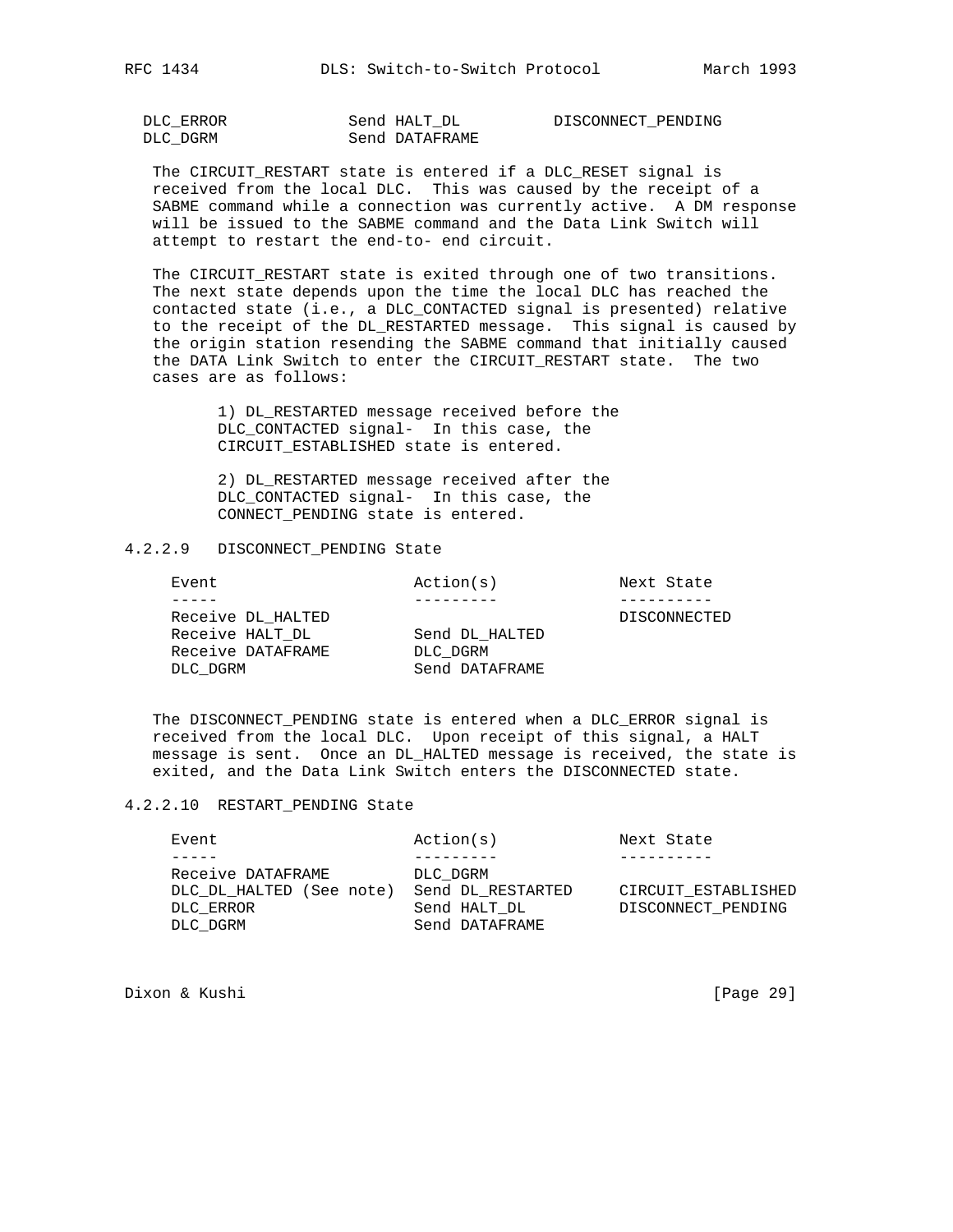| Event | Action(s) | Next State |
|---|---|---|
| DLC_ERROR | Send HALT_DL | DISCONNECT_PENDING |
| DLC_DGRM | Send DATAFRAME | |

The CIRCUIT_RESTART state is entered if a DLC_RESET signal is received from the local DLC. This was caused by the receipt of a SABME command while a connection was currently active. A DM response will be issued to the SABME command and the Data Link Switch will attempt to restart the end-to- end circuit.

The CIRCUIT_RESTART state is exited through one of two transitions. The next state depends upon the time the local DLC has reached the contacted state (i.e., a DLC_CONTACTED signal is presented) relative to the receipt of the DL_RESTARTED message. This signal is caused by the origin station resending the SABME command that initially caused the DATA Link Switch to enter the CIRCUIT_RESTART state. The two cases are as follows:

1) DL_RESTARTED message received before the DLC_CONTACTED signal- In this case, the CIRCUIT_ESTABLISHED state is entered.

2) DL_RESTARTED message received after the DLC_CONTACTED signal- In this case, the CONNECT_PENDING state is entered.

#### 4.2.2.9 DISCONNECT_PENDING State

| Event | Action(s) | Next State |
|---|---|---|
| Receive DL_HALTED | | DISCONNECTED |
| Receive HALT_DL | Send DL_HALTED | |
| Receive DATAFRAME | DLC_DGRM | |
| DLC_DGRM | Send DATAFRAME | |

The DISCONNECT_PENDING state is entered when a DLC_ERROR signal is received from the local DLC. Upon receipt of this signal, a HALT message is sent. Once an DL_HALTED message is received, the state is exited, and the Data Link Switch enters the DISCONNECTED state.

#### 4.2.2.10 RESTART_PENDING State

| Event | Action(s) | Next State |
|---|---|---|
| Receive DATAFRAME | DLC_DGRM | |
| DLC_DL_HALTED (See note) | Send DL_RESTARTED | CIRCUIT_ESTABLISHED |
| DLC_ERROR | Send HALT_DL | DISCONNECT_PENDING |
| DLC_DGRM | Send DATAFRAME | |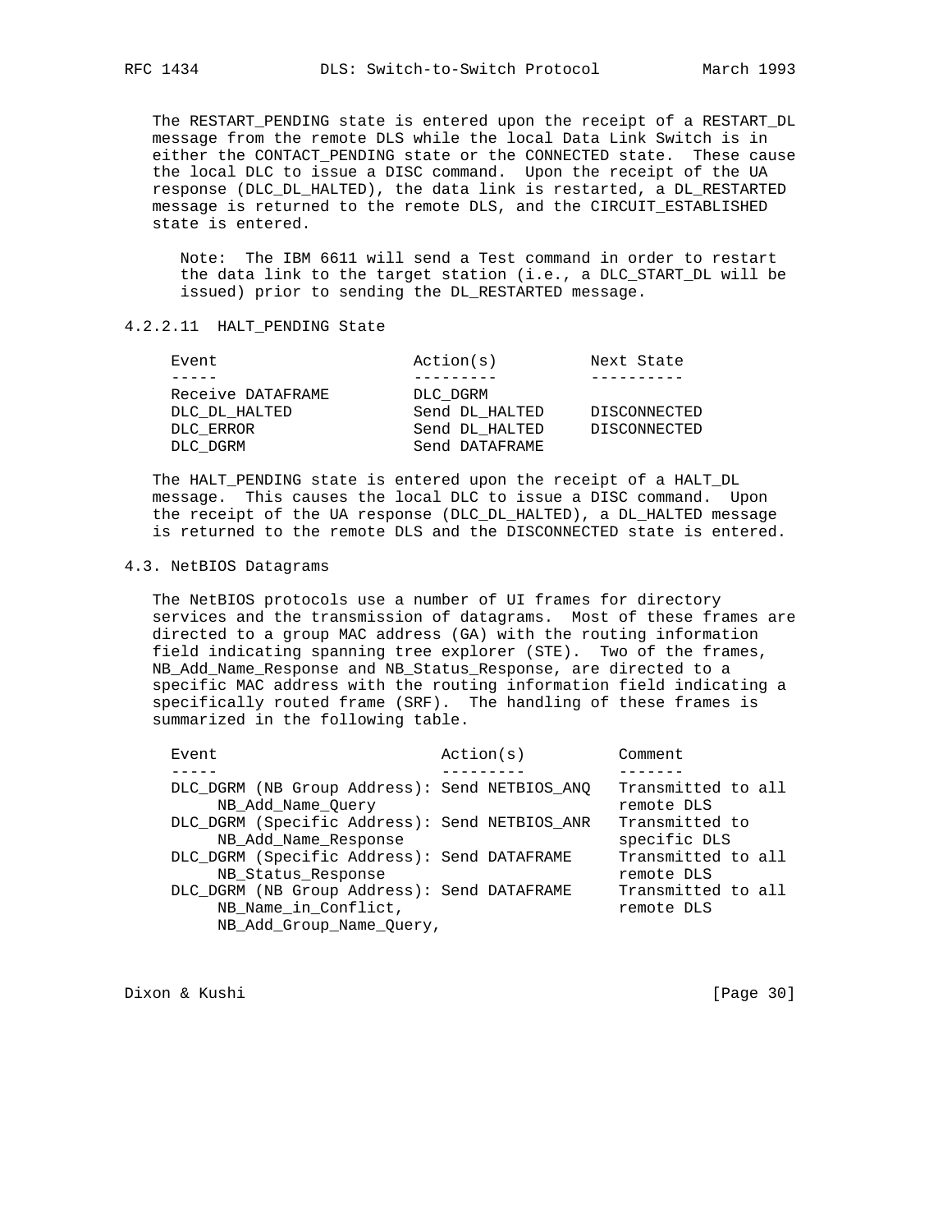The RESTART_PENDING state is entered upon the receipt of a RESTART_DL message from the remote DLS while the local Data Link Switch is in either the CONTACT_PENDING state or the CONNECTED state. These cause the local DLC to issue a DISC command. Upon the receipt of the UA response (DLC_DL_HALTED), the data link is restarted, a DL_RESTARTED message is returned to the remote DLS, and the CIRCUIT_ESTABLISHED state is entered.

> Note: The IBM 6611 will send a Test command in order to restart the data link to the target station (i.e., a DLC_START_DL will be issued) prior to sending the DL_RESTARTED message.

#### 4.2.2.11 HALT_PENDING State

| Event | Action(s) | Next State |
| --- | --- | --- |
| Receive DATAFRAME | DLC_DGRM | |
| DLC_DL_HALTED | Send DL_HALTED | DISCONNECTED |
| DLC_ERROR | Send DL_HALTED | DISCONNECTED |
| DLC_DGRM | Send DATAFRAME | |

The HALT_PENDING state is entered upon the receipt of a HALT_DL message. This causes the local DLC to issue a DISC command. Upon the receipt of the UA response (DLC_DL_HALTED), a DL_HALTED message is returned to the remote DLS and the DISCONNECTED state is entered.

### 4.3. NetBIOS Datagrams

The NetBIOS protocols use a number of UI frames for directory services and the transmission of datagrams. Most of these frames are directed to a group MAC address (GA) with the routing information field indicating spanning tree explorer (STE). Two of the frames, NB_Add_Name_Response and NB_Status_Response, are directed to a specific MAC address with the routing information field indicating a specifically routed frame (SRF). The handling of these frames is summarized in the following table.

| Event | Action(s) | Comment |
| --- | --- | --- |
| DLC_DGRM (NB Group Address): NB_Add_Name_Query | Send NETBIOS_ANQ | Transmitted to all remote DLS |
| DLC_DGRM (Specific Address): NB_Add_Name_Response | Send NETBIOS_ANR | Transmitted to specific DLS |
| DLC_DGRM (Specific Address): NB_Status_Response | Send DATAFRAME | Transmitted to all remote DLS |
| DLC_DGRM (NB Group Address): NB_Name_in_Conflict, NB_Add_Group_Name_Query, | Send DATAFRAME | Transmitted to all remote DLS |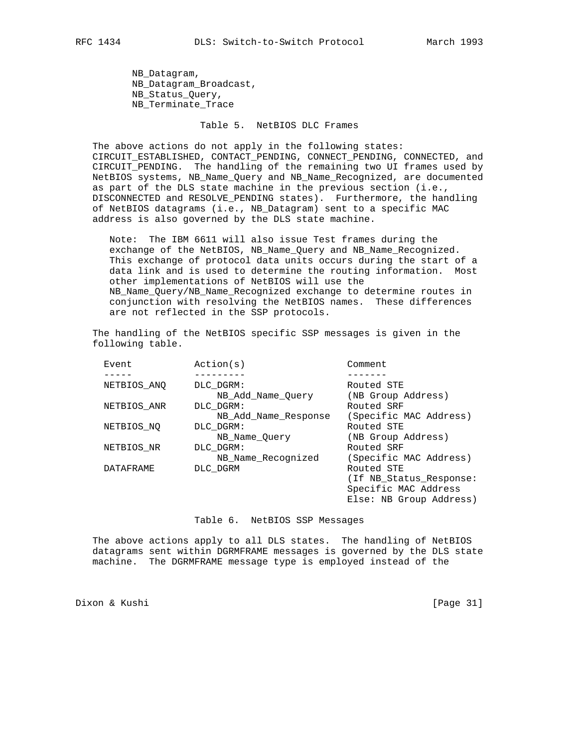NB_Datagram,
NB_Datagram_Broadcast,
NB_Status_Query,
NB_Terminate_Trace

Table 5. NetBIOS DLC Frames

The above actions do not apply in the following states: CIRCUIT_ESTABLISHED, CONTACT_PENDING, CONNECT_PENDING, CONNECTED, and CIRCUIT_PENDING. The handling of the remaining two UI frames used by NetBIOS systems, NB_Name_Query and NB_Name_Recognized, are documented as part of the DLS state machine in the previous section (i.e., DISCONNECTED and RESOLVE_PENDING states). Furthermore, the handling of NetBIOS datagrams (i.e., NB_Datagram) sent to a specific MAC address is also governed by the DLS state machine.

> Note: The IBM 6611 will also issue Test frames during the exchange of the NetBIOS, NB_Name_Query and NB_Name_Recognized. This exchange of protocol data units occurs during the start of a data link and is used to determine the routing information. Most other implementations of NetBIOS will use the NB_Name_Query/NB_Name_Recognized exchange to determine routes in conjunction with resolving the NetBIOS names. These differences are not reflected in the SSP protocols.

The handling of the NetBIOS specific SSP messages is given in the following table.

| Event | Action(s) | Comment |
|---|---|---|
| NETBIOS_ANQ | DLC_DGRM: NB_Add_Name_Query | Routed STE (NB Group Address) |
| NETBIOS_ANR | DLC_DGRM: NB_Add_Name_Response | Routed SRF (Specific MAC Address) |
| NETBIOS_NQ | DLC_DGRM: NB_Name_Query | Routed STE (NB Group Address) |
| NETBIOS_NR | DLC_DGRM: NB_Name_Recognized | Routed SRF (Specific MAC Address) |
| DATAFRAME | DLC_DGRM | Routed STE (If NB_Status_Response: Specific MAC Address Else: NB Group Address) |

Table 6. NetBIOS SSP Messages

The above actions apply to all DLS states. The handling of NetBIOS datagrams sent within DGRMFRAME messages is governed by the DLS state machine. The DGRMFRAME message type is employed instead of the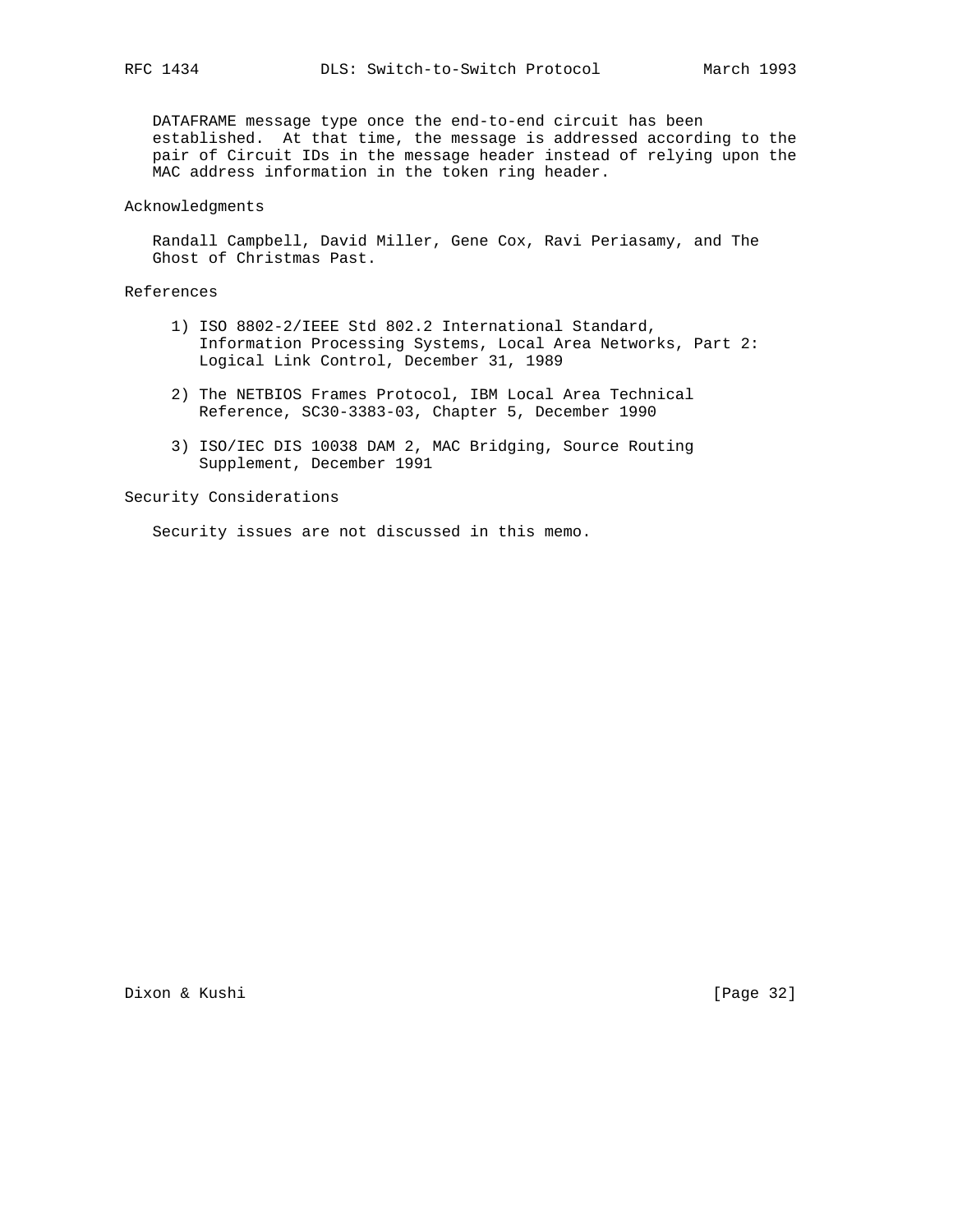DATAFRAME message type once the end-to-end circuit has been established. At that time, the message is addressed according to the pair of Circuit IDs in the message header instead of relying upon the MAC address information in the token ring header.

## Acknowledgments

Randall Campbell, David Miller, Gene Cox, Ravi Periasamy, and The Ghost of Christmas Past.

## References

1) ISO 8802-2/IEEE Std 802.2 International Standard, Information Processing Systems, Local Area Networks, Part 2: Logical Link Control, December 31, 1989

2) The NETBIOS Frames Protocol, IBM Local Area Technical Reference, SC30-3383-03, Chapter 5, December 1990

3) ISO/IEC DIS 10038 DAM 2, MAC Bridging, Source Routing Supplement, December 1991

## Security Considerations

Security issues are not discussed in this memo.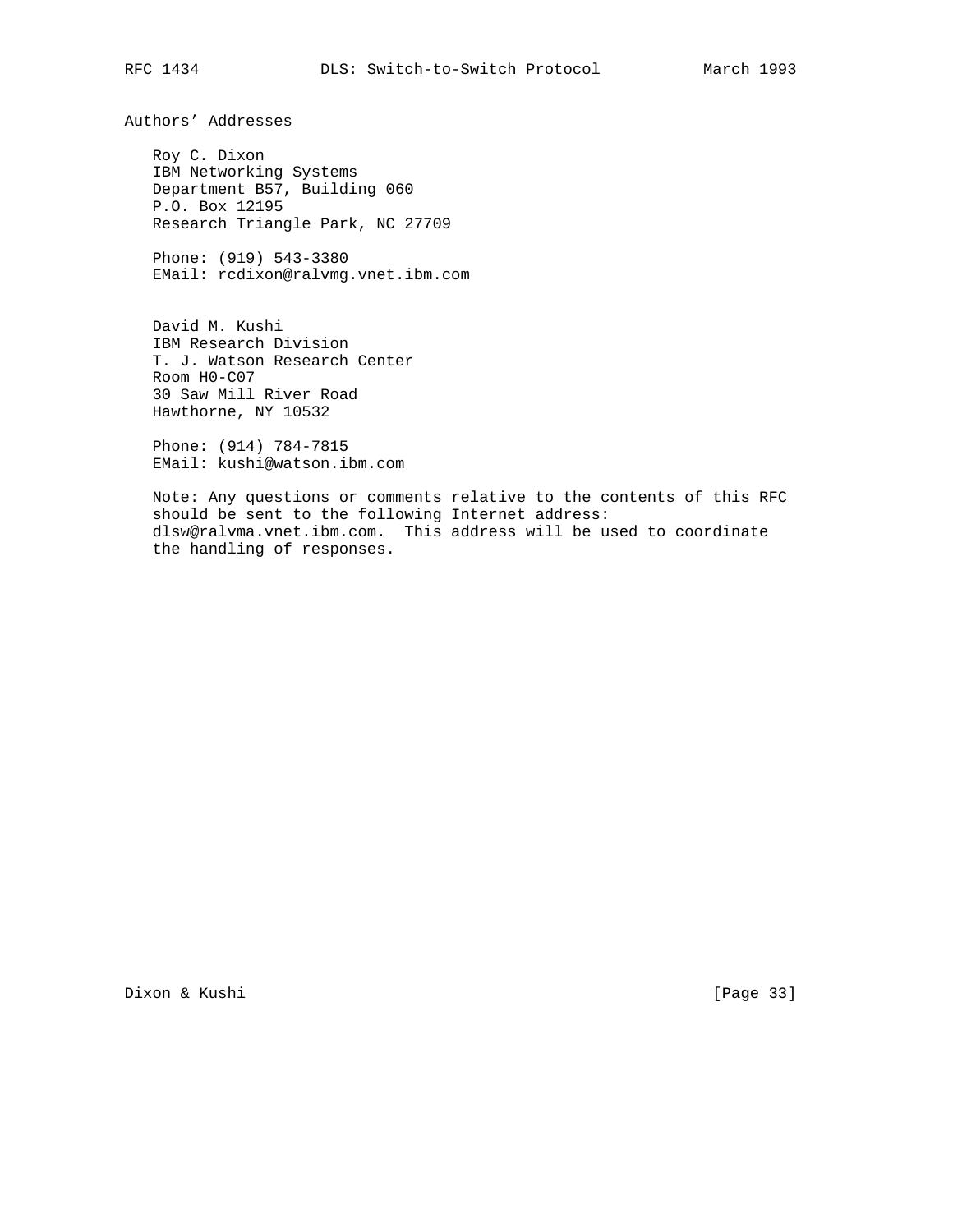## Authors' Addresses

Roy C. Dixon
IBM Networking Systems
Department B57, Building 060
P.O. Box 12195
Research Triangle Park, NC 27709

Phone: (919) 543-3380
EMail: rcdixon@ralvmg.vnet.ibm.com

David M. Kushi
IBM Research Division
T. J. Watson Research Center
Room H0-C07
30 Saw Mill River Road
Hawthorne, NY 10532

Phone: (914) 784-7815
EMail: kushi@watson.ibm.com

Note: Any questions or comments relative to the contents of this RFC should be sent to the following Internet address: dlsw@ralvma.vnet.ibm.com. This address will be used to coordinate the handling of responses.